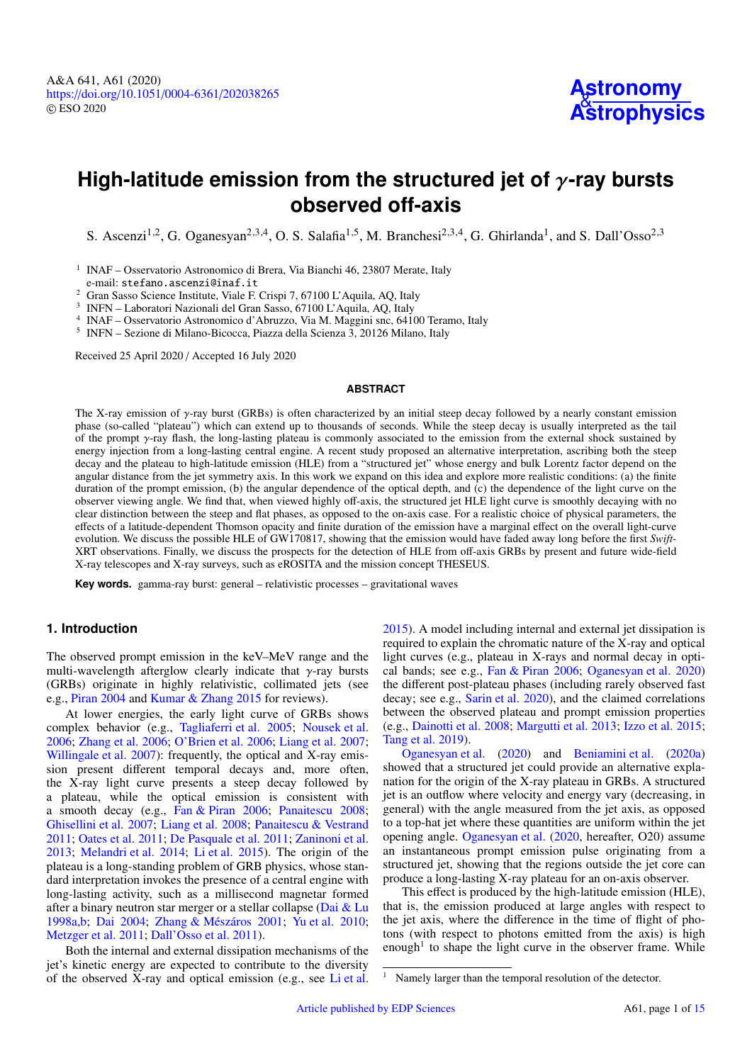# High-latitude emission from the structured jet of $\gamma$-ray bursts observed off-axis

S. Ascenzi[1,2], G. Oganesyan[2,3,4], O. S. Salafia[1,5], M. Branchesi[2,3,4], G. Ghirlanda[1], and S. Dall'Osso[2,3]

[1] INAF – Osservatorio Astronomico di Brera, Via Bianchi 46, 23807 Merate, Italy
e-mail: stefano.ascenzi@inaf.it
[2] Gran Sasso Science Institute, Viale F. Crispi 7, 67100 L'Aquila, AQ, Italy
[3] INFN – Laboratori Nazionali del Gran Sasso, 67100 L'Aquila, AQ, Italy
[4] INAF – Osservatorio Astronomico d'Abruzzo, Via M. Maggini snc, 64100 Teramo, Italy
[5] INFN – Sezione di Milano-Bicocca, Piazza della Scienza 3, 20126 Milano, Italy

Received 25 April 2020 / Accepted 16 July 2020

## ABSTRACT

The X-ray emission of $\gamma$-ray burst (GRBs) is often characterized by an initial steep decay followed by a nearly constant emission phase (so-called "plateau") which can extend up to thousands of seconds. While the steep decay is usually interpreted as the tail of the prompt $\gamma$-ray flash, the long-lasting plateau is commonly associated to the emission from the external shock sustained by energy injection from a long-lasting central engine. A recent study proposed an alternative interpretation, ascribing both the steep decay and the plateau to high-latitude emission (HLE) from a "structured jet" whose energy and bulk Lorentz factor depend on the angular distance from the jet symmetry axis. In this work we expand on this idea and explore more realistic conditions: (a) the finite duration of the prompt emission, (b) the angular dependence of the optical depth, and (c) the dependence of the light curve on the observer viewing angle. We find that, when viewed highly off-axis, the structured jet HLE light curve is smoothly decaying with no clear distinction between the steep and flat phases, as opposed to the on-axis case. For a realistic choice of physical parameters, the effects of a latitude-dependent Thomson opacity and finite duration of the emission have a marginal effect on the overall light-curve evolution. We discuss the possible HLE of GW170817, showing that the emission would have faded away long before the first *Swift*-XRT observations. Finally, we discuss the prospects for the detection of HLE from off-axis GRBs by present and future wide-field X-ray telescopes and X-ray surveys, such as eROSITA and the mission concept THESEUS.

**Key words.** gamma-ray burst: general – relativistic processes – gravitational waves

## 1. Introduction

The observed prompt emission in the keV–MeV range and the multi-wavelength afterglow clearly indicate that $\gamma$-ray bursts (GRBs) originate in highly relativistic, collimated jets (see e.g., Piran 2004 and Kumar & Zhang 2015 for reviews).

At lower energies, the early light curve of GRBs shows complex behavior (e.g., Tagliaferri et al. 2005; Nousek et al. 2006; Zhang et al. 2006; O'Brien et al. 2006; Liang et al. 2007; Willingale et al. 2007): frequently, the optical and X-ray emission present different temporal decays and, more often, the X-ray light curve presents a steep decay followed by a plateau, while the optical emission is consistent with a smooth decay (e.g., Fan & Piran 2006; Panaitescu 2008; Ghisellini et al. 2007; Liang et al. 2008; Panaitescu & Vestrand 2011; Oates et al. 2011; De Pasquale et al. 2011; Zaninoni et al. 2013; Melandri et al. 2014; Li et al. 2015). The origin of the plateau is a long-standing problem of GRB physics, whose standard interpretation invokes the presence of a central engine with long-lasting activity, such as a millisecond magnetar formed after a binary neutron star merger or a stellar collapse (Dai & Lu 1998a,b; Dai 2004; Zhang & Mészáros 2001; Yu et al. 2010; Metzger et al. 2011; Dall'Osso et al. 2011).

Both the internal and external dissipation mechanisms of the jet's kinetic energy are expected to contribute to the diversity of the observed X-ray and optical emission (e.g., see Li et al. 2015). A model including internal and external jet dissipation is required to explain the chromatic nature of the X-ray and optical light curves (e.g., plateau in X-rays and normal decay in optical bands; see e.g., Fan & Piran 2006; Oganesyan et al. 2020) the different post-plateau phases (including rarely observed fast decay; see e.g., Sarin et al. 2020), and the claimed correlations between the observed plateau and prompt emission properties (e.g., Dainotti et al. 2008; Margutti et al. 2013; Izzo et al. 2015; Tang et al. 2019).

Oganesyan et al. (2020) and Beniamini et al. (2020a) showed that a structured jet could provide an alternative explanation for the origin of the X-ray plateau in GRBs. A structured jet is an outflow where velocity and energy vary (decreasing, in general) with the angle measured from the jet axis, as opposed to a top-hat jet where these quantities are uniform within the jet opening angle. Oganesyan et al. (2020, hereafter, O20) assume an instantaneous prompt emission pulse originating from a structured jet, showing that the regions outside the jet core can produce a long-lasting X-ray plateau for an on-axis observer.

This effect is produced by the high-latitude emission (HLE), that is, the emission produced at large angles with respect to the jet axis, where the difference in the time of flight of photons (with respect to photons emitted from the axis) is high enough[1] to shape the light curve in the observer frame. While

[1] Namely larger than the temporal resolution of the detector.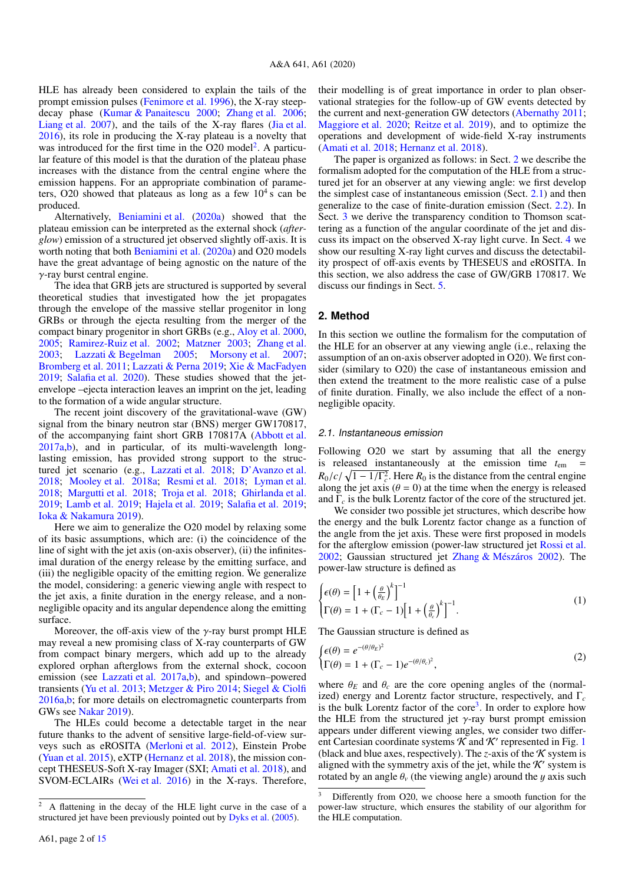HLE has already been considered to explain the tails of the prompt emission pulses (Fenimore et al. 1996), the X-ray steep-decay phase (Kumar & Panaitescu 2000; Zhang et al. 2006; Liang et al. 2007), and the tails of the X-ray flares (Jia et al. 2016), its role in producing the X-ray plateau is a novelty that was introduced for the first time in the O20 model[2]. A particular feature of this model is that the duration of the plateau phase increases with the distance from the central engine where the emission happens. For an appropriate combination of parameters, O20 showed that plateaus as long as a few $10^4$ s can be produced.

Alternatively, Beniamini et al. (2020a) showed that the plateau emission can be interpreted as the external shock (*afterglow*) emission of a structured jet observed slightly off-axis. It is worth noting that both Beniamini et al. (2020a) and O20 models have the great advantage of being agnostic on the nature of the $\gamma$-ray burst central engine.

The idea that GRB jets are structured is supported by several theoretical studies that investigated how the jet propagates through the envelope of the massive stellar progenitor in long GRBs or through the ejecta resulting from the merger of the compact binary progenitor in short GRBs (e.g., Aloy et al. 2000, 2005; Ramirez-Ruiz et al. 2002; Matzner 2003; Zhang et al. 2003; Lazzati & Begelman 2005; Morsony et al. 2007; Bromberg et al. 2011; Lazzati & Perna 2019; Xie & MacFadyen 2019; Salafia et al. 2020). These studies showed that the jet-envelope –ejecta interaction leaves an imprint on the jet, leading to the formation of a wide angular structure.

The recent joint discovery of the gravitational-wave (GW) signal from the binary neutron star (BNS) merger GW170817, of the accompanying faint short GRB 170817A (Abbott et al. 2017a,b), and in particular, of its multi-wavelength long-lasting emission, has provided strong support to the structured jet scenario (e.g., Lazzati et al. 2018; D'Avanzo et al. 2018; Mooley et al. 2018a; Resmi et al. 2018; Lyman et al. 2018; Margutti et al. 2018; Troja et al. 2018; Ghirlanda et al. 2019; Lamb et al. 2019; Hajela et al. 2019; Salafia et al. 2019; Ioka & Nakamura 2019).

Here we aim to generalize the O20 model by relaxing some of its basic assumptions, which are: (i) the coincidence of the line of sight with the jet axis (on-axis observer), (ii) the infinitesimal duration of the energy release by the emitting surface, and (iii) the negligible opacity of the emitting region. We generalize the model, considering: a generic viewing angle with respect to the jet axis, a finite duration in the energy release, and a non-negligible opacity and its angular dependence along the emitting surface.

Moreover, the off-axis view of the $\gamma$-ray burst prompt HLE may reveal a new promising class of X-ray counterparts of GW from compact binary mergers, which add up to the already explored orphan afterglows from the external shock, cocoon emission (see Lazzati et al. 2017a,b), and spindown–powered transients (Yu et al. 2013; Metzger & Piro 2014; Siegel & Ciolfi 2016a,b; for more details on electromagnetic counterparts from GWs see Nakar 2019).

The HLEs could become a detectable target in the near future thanks to the advent of sensitive large-field-of-view surveys such as eROSITA (Merloni et al. 2012), Einstein Probe (Yuan et al. 2015), eXTP (Hernanz et al. 2018), the mission concept THESEUS-Soft X-ray Imager (SXI; Amati et al. 2018), and SVOM-ECLAIRs (Wei et al. 2016) in the X-rays. Therefore, their modelling is of great importance in order to plan observational strategies for the follow-up of GW events detected by the current and next-generation GW detectors (Abernathy 2011; Maggiore et al. 2020; Reitze et al. 2019), and to optimize the operations and development of wide-field X-ray instruments (Amati et al. 2018; Hernanz et al. 2018).

The paper is organized as follows: in Sect. 2 we describe the formalism adopted for the computation of the HLE from a structured jet for an observer at any viewing angle: we first develop the simplest case of instantaneous emission (Sect. 2.1) and then generalize to the case of finite-duration emission (Sect. 2.2). In Sect. 3 we derive the transparency condition to Thomson scattering as a function of the angular coordinate of the jet and discuss its impact on the observed X-ray light curve. In Sect. 4 we show our resulting X-ray light curves and discuss the detectability prospect of off-axis events by THESEUS and eROSITA. In this section, we also address the case of GW/GRB 170817. We discuss our findings in Sect. 5.

## 2. Method

In this section we outline the formalism for the computation of the HLE for an observer at any viewing angle (i.e., relaxing the assumption of an on-axis observer adopted in O20). We first consider (similary to O20) the case of instantaneous emission and then extend the treatment to the more realistic case of a pulse of finite duration. Finally, we also include the effect of a non-negligible opacity.

### 2.1. Instantaneous emission

Following O20 we start by assuming that all the energy is released instantaneously at the emission time $t_{\rm em} = R_0/c/\sqrt{1-1/\Gamma_c^2}$. Here $R_0$ is the distance from the central engine along the jet axis ($\theta = 0$) at the time when the energy is released and $\Gamma_c$ is the bulk Lorentz factor of the core of the structured jet.

We consider two possible jet structures, which describe how the energy and the bulk Lorentz factor change as a function of the angle from the jet axis. These were first proposed in models for the afterglow emission (power-law structured jet Rossi et al. 2002; Gaussian structured jet Zhang & Mészáros 2002). The power-law structure is defined as

$$\begin{cases} \epsilon(\theta) = \left[1 + \left(\frac{\theta}{\theta_E}\right)^k\right]^{-1} \\ \Gamma(\theta) = 1 + (\Gamma_c - 1)\left[1 + \left(\frac{\theta}{\theta_c}\right)^k\right]^{-1}. \end{cases} \tag{1}$$

The Gaussian structure is defined as

$$\begin{cases} \epsilon(\theta) = e^{-(\theta/\theta_E)^2} \\ \Gamma(\theta) = 1 + (\Gamma_c - 1)e^{-(\theta/\theta_c)^2}, \end{cases} \tag{2}$$

where $\theta_E$ and $\theta_c$ are the core opening angles of the (normalized) energy and Lorentz factor structure, respectively, and $\Gamma_c$ is the bulk Lorentz factor of the core[3]. In order to explore how the HLE from the structured jet $\gamma$-ray burst prompt emission appears under different viewing angles, we consider two different Cartesian coordinate systems $\mathcal{K}$ and $\mathcal{K}'$ represented in Fig. 1 (black and blue axes, respectively). The $z$-axis of the $\mathcal{K}$ system is aligned with the symmetry axis of the jet, while the $\mathcal{K}'$ system is rotated by an angle $\theta_v$ (the viewing angle) around the $y$ axis such

---

[2] A flattening in the decay of the HLE light curve in the case of a structured jet have been previously pointed out by Dyks et al. (2005).

[3] Differently from O20, we choose here a smooth function for the power-law structure, which ensures the stability of our algorithm for the HLE computation.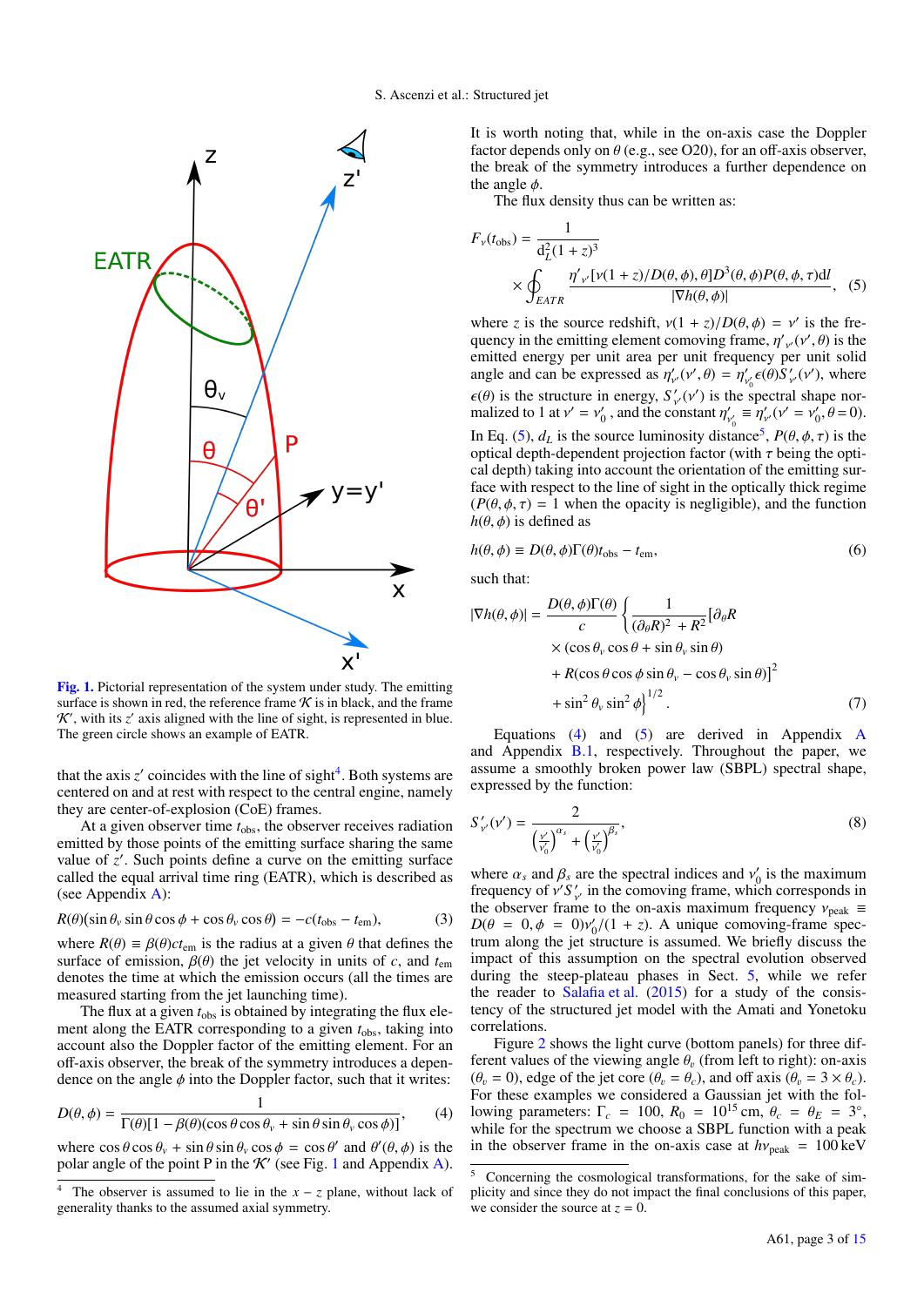Fig. 1. Pictorial representation of the system under study. The emitting surface is shown in red, the reference frame $\mathcal{K}$ is in black, and the frame $\mathcal{K}'$, with its $z'$ axis aligned with the line of sight, is represented in blue. The green circle shows an example of EATR.

that the axis $z'$ coincides with the line of sight[4]. Both systems are centered on and at rest with respect to the central engine, namely they are center-of-explosion (CoE) frames.

At a given observer time $t_{\rm obs}$, the observer receives radiation emitted by those points of the emitting surface sharing the same value of $z'$. Such points define a curve on the emitting surface called the equal arrival time ring (EATR), which is described as (see Appendix A):

$$R(\theta)(\sin\theta_v \sin\theta\cos\phi + \cos\theta_v\cos\theta) = -c(t_{\rm obs} - t_{\rm em}), \tag{3}$$

where $R(\theta) \equiv \beta(\theta)ct_{\rm em}$ is the radius at a given $\theta$ that defines the surface of emission, $\beta(\theta)$ the jet velocity in units of $c$, and $t_{\rm em}$ denotes the time at which the emission occurs (all the times are measured starting from the jet launching time).

The flux at a given $t_{\rm obs}$ is obtained by integrating the flux element along the EATR corresponding to a given $t_{\rm obs}$, taking into account also the Doppler factor of the emitting element. For an off-axis observer, the break of the symmetry introduces a dependence on the angle $\phi$ into the Doppler factor, such that it writes:

$$D(\theta,\phi) = \frac{1}{\Gamma(\theta)[1-\beta(\theta)(\cos\theta\cos\theta_v + \sin\theta\sin\theta_v\cos\phi)]}, \tag{4}$$

where $\cos\theta\cos\theta_v + \sin\theta\sin\theta_v\cos\phi = \cos\theta'$ and $\theta'(\theta,\phi)$ is the polar angle of the point P in the $\mathcal{K}'$ (see Fig. 1 and Appendix A).

[4] The observer is assumed to lie in the $x-z$ plane, without lack of generality thanks to the assumed axial symmetry.

It is worth noting that, while in the on-axis case the Doppler factor depends only on $\theta$ (e.g., see O20), for an off-axis observer, the break of the symmetry introduces a further dependence on the angle $\phi$.

The flux density thus can be written as:

$$F_\nu(t_{\rm obs}) = \frac{1}{d_L^2(1+z)^3} \times \oint_{EATR} \frac{\eta'_{\nu'}[\nu(1+z)/D(\theta,\phi),\theta]D^3(\theta,\phi)P(\theta,\phi,\tau)\mathrm{d}l}{|\nabla h(\theta,\phi)|}, \tag{5}$$

where $z$ is the source redshift, $\nu(1+z)/D(\theta,\phi) = \nu'$ is the frequency in the emitting element comoving frame, $\eta'_{\nu'}(\nu',\theta)$ is the emitted energy per unit area per unit frequency per unit solid angle and can be expressed as $\eta'_{\nu'}(\nu',\theta) = \eta'_{\nu'_0}\epsilon(\theta)S'_{\nu'}(\nu')$, where $\epsilon(\theta)$ is the structure in energy, $S'_{\nu'}(\nu')$ is the spectral shape normalized to 1 at $\nu' = \nu'_0$, and the constant $\eta'_{\nu'_0} \equiv \eta'_{\nu'}(\nu' = \nu'_0, \theta = 0)$. In Eq. (5), $d_L$ is the source luminosity distance[5], $P(\theta,\phi,\tau)$ is the optical depth-dependent projection factor (with $\tau$ being the optical depth) taking into account the orientation of the emitting surface with respect to the line of sight in the optically thick regime ($P(\theta,\phi,\tau) = 1$ when the opacity is negligible), and the function $h(\theta,\phi)$ is defined as

$$h(\theta,\phi) \equiv D(\theta,\phi)\Gamma(\theta)t_{\rm obs} - t_{\rm em}, \tag{6}$$

such that:

$$|\nabla h(\theta,\phi)| = \frac{D(\theta,\phi)\Gamma(\theta)}{c}\left\{\frac{1}{(\partial_\theta R)^2 + R^2}[\partial_\theta R \times (\cos\theta_v\cos\theta + \sin\theta_v\sin\theta) + R(\cos\theta\cos\phi\sin\theta_v - \cos\theta_v\sin\theta)]^2 + \sin^2\theta_v\sin^2\phi\right\}^{1/2}. \tag{7}$$

Equations (4) and (5) are derived in Appendix A and Appendix B.1, respectively. Throughout the paper, we assume a smoothly broken power law (SBPL) spectral shape, expressed by the function:

$$S'_{\nu'}(\nu') = \frac{2}{\left(\frac{\nu'}{\nu'_0}\right)^{\alpha_s} + \left(\frac{\nu'}{\nu'_0}\right)^{\beta_s}}, \tag{8}$$

where $\alpha_s$ and $\beta_s$ are the spectral indices and $\nu'_0$ is the maximum frequency of $\nu'S'_{\nu'}$ in the comoving frame, which corresponds in the observer frame to the on-axis maximum frequency $\nu_{\rm peak} \equiv D(\theta = 0, \phi = 0)\nu'_0/(1+z)$. A unique comoving-frame spectrum along the jet structure is assumed. We briefly discuss the impact of this assumption on the spectral evolution observed during the steep-plateau phases in Sect. 5, while we refer the reader to Salafia et al. (2015) for a study of the consistency of the structured jet model with the Amati and Yonetoku correlations.

Figure 2 shows the light curve (bottom panels) for three different values of the viewing angle $\theta_v$ (from left to right): on-axis ($\theta_v = 0$), edge of the jet core ($\theta_v = \theta_c$), and off axis ($\theta_v = 3\times\theta_c$). For these examples we considered a Gaussian jet with the following parameters: $\Gamma_c = 100$, $R_0 = 10^{15}$ cm, $\theta_c = \theta_E = 3°$, while for the spectrum we choose a SBPL function with a peak in the observer frame in the on-axis case at $h\nu_{\rm peak} = 100$ keV

[5] Concerning the cosmological transformations, for the sake of simplicity and since they do not impact the final conclusions of this paper, we consider the source at $z = 0$.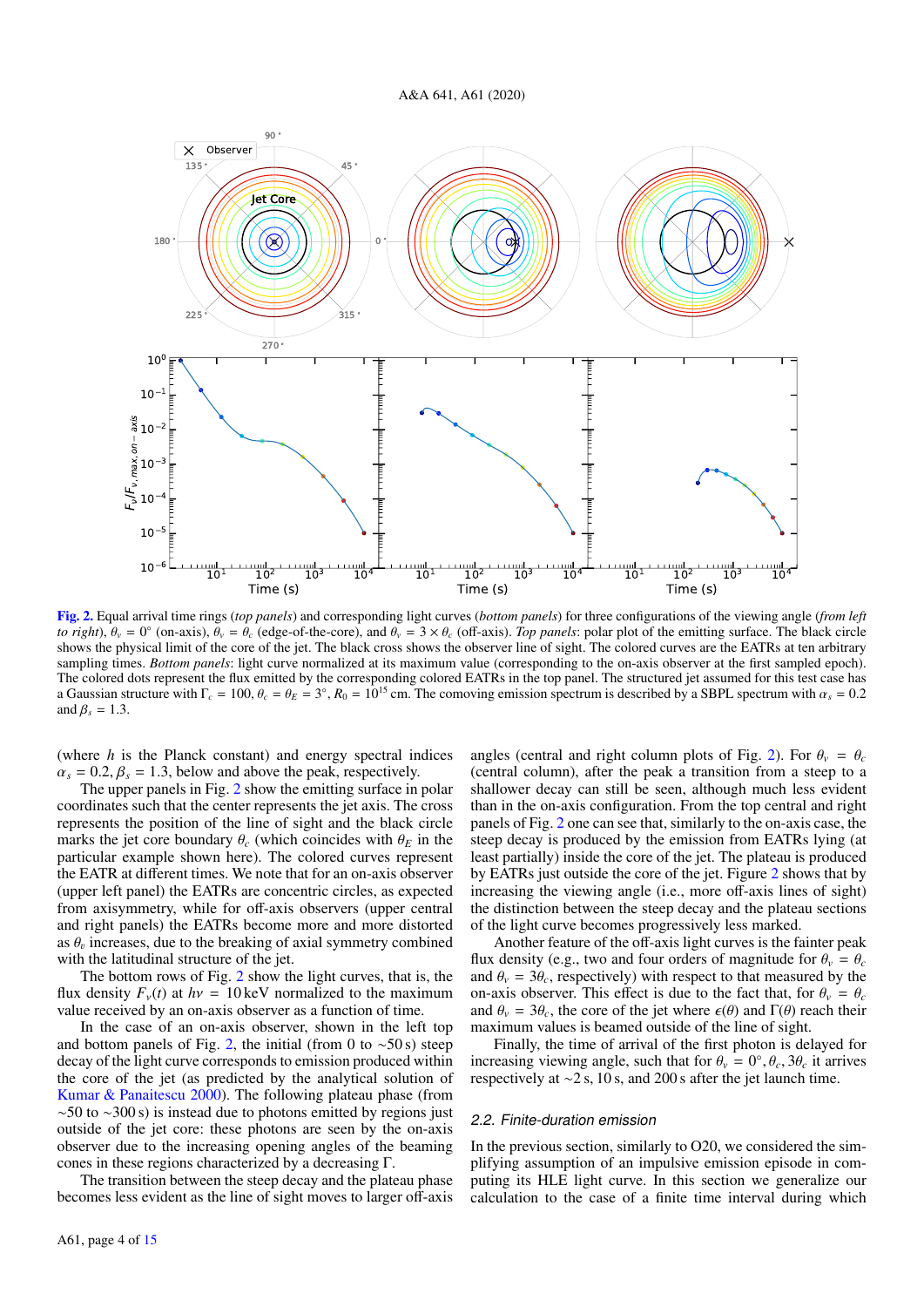**Fig. 2.** Equal arrival time rings (*top panels*) and corresponding light curves (*bottom panels*) for three configurations of the viewing angle (*from left to right*), $\theta_v = 0°$ (on-axis), $\theta_v = \theta_c$ (edge-of-the-core), and $\theta_v = 3 \times \theta_c$ (off-axis). *Top panels*: polar plot of the emitting surface. The black circle shows the physical limit of the core of the jet. The black cross shows the observer line of sight. The colored curves are the EATRs at ten arbitrary sampling times. *Bottom panels*: light curve normalized at its maximum value (corresponding to the on-axis observer at the first sampled epoch). The colored dots represent the flux emitted by the corresponding colored EATRs in the top panel. The structured jet assumed for this test case has a Gaussian structure with $\Gamma_c = 100$, $\theta_c = \theta_E = 3°$, $R_0 = 10^{15}$ cm. The comoving emission spectrum is described by a SBPL spectrum with $\alpha_s = 0.2$ and $\beta_s = 1.3$.

(where $h$ is the Planck constant) and energy spectral indices $\alpha_s = 0.2, \beta_s = 1.3$, below and above the peak, respectively.

The upper panels in Fig. 2 show the emitting surface in polar coordinates such that the center represents the jet axis. The cross represents the position of the line of sight and the black circle marks the jet core boundary $\theta_c$ (which coincides with $\theta_E$ in the particular example shown here). The colored curves represent the EATR at different times. We note that for an on-axis observer (upper left panel) the EATRs are concentric circles, as expected from axisymmetry, while for off-axis observers (upper central and right panels) the EATRs become more and more distorted as $\theta_v$ increases, due to the breaking of axial symmetry combined with the latitudinal structure of the jet.

The bottom rows of Fig. 2 show the light curves, that is, the flux density $F_\nu(t)$ at $h\nu = 10$ keV normalized to the maximum value received by an on-axis observer as a function of time.

In the case of an on-axis observer, shown in the left top and bottom panels of Fig. 2, the initial (from 0 to ∼50 s) steep decay of the light curve corresponds to emission produced within the core of the jet (as predicted by the analytical solution of Kumar & Panaitescu 2000). The following plateau phase (from ∼50 to ∼300 s) is instead due to photons emitted by regions just outside of the jet core: these photons are seen by the on-axis observer due to the increasing opening angles of the beaming cones in these regions characterized by a decreasing Γ.

The transition between the steep decay and the plateau phase becomes less evident as the line of sight moves to larger off-axis angles (central and right column plots of Fig. 2). For $\theta_v = \theta_c$ (central column), after the peak a transition from a steep to a shallower decay can still be seen, although much less evident than in the on-axis configuration. From the top central and right panels of Fig. 2 one can see that, similarly to the on-axis case, the steep decay is produced by the emission from EATRs lying (at least partially) inside the core of the jet. The plateau is produced by EATRs just outside the core of the jet. Figure 2 shows that by increasing the viewing angle (i.e., more off-axis lines of sight) the distinction between the steep decay and the plateau sections of the light curve becomes progressively less marked.

Another feature of the off-axis light curves is the fainter peak flux density (e.g., two and four orders of magnitude for $\theta_v = \theta_c$ and $\theta_v = 3\theta_c$, respectively) with respect to that measured by the on-axis observer. This effect is due to the fact that, for $\theta_v = \theta_c$ and $\theta_v = 3\theta_c$, the core of the jet where $\epsilon(\theta)$ and $\Gamma(\theta)$ reach their maximum values is beamed outside of the line of sight.

Finally, the time of arrival of the first photon is delayed for increasing viewing angle, such that for $\theta_v = 0°, \theta_c, 3\theta_c$ it arrives respectively at ∼2 s, 10 s, and 200 s after the jet launch time.

### 2.2. Finite-duration emission

In the previous section, similarly to O20, we considered the simplifying assumption of an impulsive emission episode in computing its HLE light curve. In this section we generalize our calculation to the case of a finite time interval during which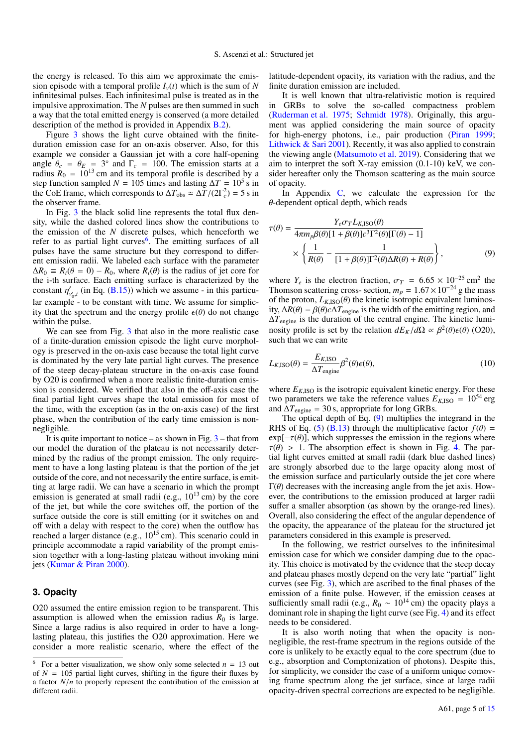the energy is released. To this aim we approximate the emission episode with a temporal profile $I_\nu(t)$ which is the sum of $N$ infinitesimal pulses. Each infinitesimal pulse is treated as in the impulsive approximation. The $N$ pulses are then summed in such a way that the total emitted energy is conserved (a more detailed description of the method is provided in Appendix B.2).

Figure 3 shows the light curve obtained with the finite-duration emission case for an on-axis observer. Also, for this example we consider a Gaussian jet with a core half-opening angle $\theta_c = \theta_E = 3^\circ$ and $\Gamma_c = 100$. The emission starts at a radius $R_0 = 10^{13}$ cm and its temporal profile is described by a step function sampled $N = 105$ times and lasting $\Delta T = 10^5$ s in the CoE frame, which corresponds to $\Delta T_{\rm obs} \simeq \Delta T/(2\Gamma_c^2) = 5$ s in the observer frame.

In Fig. 3 the black solid line represents the total flux density, while the dashed colored lines show the contributions to the emission of the $N$ discrete pulses, which henceforth we refer to as partial light curves[6]. The emitting surfaces of all pulses have the same structure but they correspond to different emission radii. We labeled each surface with the parameter $\Delta R_0 \equiv R_i(\theta = 0) - R_0$, where $R_i(\theta)$ is the radius of jet core for the i-th surface. Each emitting surface is characterized by the constant $\eta'_{\nu'_0,i}$ (in Eq. (B.15)) which we assume - in this particular example - to be constant with time. We assume for simplicity that the spectrum and the energy profile $\epsilon(\theta)$ do not change within the pulse.

We can see from Fig. 3 that also in the more realistic case of a finite-duration emission episode the light curve morphology is preserved in the on-axis case because the total light curve is dominated by the very late partial light curves. The presence of the steep decay-plateau structure in the on-axis case found by O20 is confirmed when a more realistic finite-duration emission is considered. We verified that also in the off-axis case the final partial light curves shape the total emission for most of the time, with the exception (as in the on-axis case) of the first phase, when the contribution of the early time emission is non-negligible.

It is quite important to notice – as shown in Fig. 3 – that from our model the duration of the plateau is not necessarily determined by the radius of the prompt emission. The only requirement to have a long lasting plateau is that the portion of the jet outside of the core, and not necessarily the entire surface, is emitting at large radii. We can have a scenario in which the prompt emission is generated at small radii (e.g., $10^{13}$ cm) by the core of the jet, but while the core switches off, the portion of the surface outside the core is still emitting (or it switches on and off with a delay with respect to the core) when the outflow has reached a larger distance (e.g., $10^{15}$ cm). This scenario could in principle accommodate a rapid variability of the prompt emission together with a long-lasting plateau without invoking mini jets (Kumar & Piran 2000).

## 3. Opacity

O20 assumed the entire emission region to be transparent. This assumption is allowed when the emission radius $R_0$ is large. Since a large radius is also required in order to have a long-lasting plateau, this justifies the O20 approximation. Here we consider a more realistic scenario, where the effect of the latitude-dependent opacity, its variation with the radius, and the finite duration emission are included.

It is well known that ultra-relativistic motion is required in GRBs to solve the so-called compactness problem (Ruderman et al. 1975; Schmidt 1978). Originally, this argument was applied considering the main source of opacity for high-energy photons, i.e., pair production (Piran 1999; Lithwick & Sari 2001). Recently, it was also applied to constrain the viewing angle (Matsumoto et al. 2019). Considering that we aim to interpret the soft X-ray emission (0.1-10) keV, we consider hereafter only the Thomson scattering as the main source of opacity.

In Appendix C, we calculate the expression for the $\theta$-dependent optical depth, which reads

$$\tau(\theta) = \frac{Y_e \sigma_T L_{K,\rm ISO}(\theta)}{4\pi m_p \beta(\theta)[1+\beta(\theta)]c^3\Gamma^2(\theta)[\Gamma(\theta)-1]} \times \left\{ \frac{1}{R(\theta)} - \frac{1}{[1+\beta(\theta)]\Gamma^2(\theta)\Delta R(\theta) + R(\theta)} \right\}, \tag{9}$$

where $Y_e$ is the electron fraction, $\sigma_T = 6.65 \times 10^{-25}$ cm$^2$ the Thomson scattering cross- section, $m_p = 1.67 \times 10^{-24}$ g the mass of the proton, $L_{K,\rm ISO}(\theta)$ the kinetic isotropic equivalent luminosity, $\Delta R(\theta) = \beta(\theta) c \Delta T_{\rm engine}$ is the width of the emitting region, and $\Delta T_{\rm engine}$ is the duration of the central engine. The kinetic luminosity profile is set by the relation $dE_K/d\Omega \propto \beta^2(\theta)\epsilon(\theta)$ (O20), such that we can write

$$L_{K,\rm ISO}(\theta) = \frac{E_{K,\rm ISO}}{\Delta T_{\rm engine}} \beta^2(\theta)\epsilon(\theta), \tag{10}$$

where $E_{K,\rm ISO}$ is the isotropic equivalent kinetic energy. For these two parameters we take the reference values $E_{K,\rm ISO} = 10^{54}$ erg and $\Delta T_{\rm engine} = 30$ s, appropriate for long GRBs.

The optical depth of Eq. (9) multiplies the integrand in the RHS of Eq. (5) (B.13) through the multiplicative factor $f(\theta) = \exp[-\tau(\theta)]$, which suppresses the emission in the regions where $\tau(\theta) > 1$. The absorption effect is shown in Fig. 4. The partial light curves emitted at small radii (dark blue dashed lines) are strongly absorbed due to the large opacity along most of the emission surface and particularly outside the jet core where $\Gamma(\theta)$ decreases with the increasing angle from the jet axis. However, the contributions to the emission produced at larger radii suffer a smaller absorption (as shown by the orange-red lines). Overall, also considering the effect of the angular dependence of the opacity, the appearance of the plateau for the structured jet parameters considered in this example is preserved.

In the following, we restrict ourselves to the infinitesimal emission case for which we consider damping due to the opacity. This choice is motivated by the evidence that the steep decay and plateau phases mostly depend on the very late "partial" light curves (see Fig. 3), which are ascribed to the final phases of the emission of a finite pulse. However, if the emission ceases at sufficiently small radii (e.g., $R_0 \sim 10^{14}$ cm) the opacity plays a dominant role in shaping the light curve (see Fig. 4) and its effect needs to be considered.

It is also worth noting that when the opacity is non-negligible, the rest-frame spectrum in the regions outside of the core is unlikely to be exactly equal to the core spectrum (due to e.g., absorption and Comptonization of photons). Despite this, for simplicity, we consider the case of a uniform unique comoving frame spectrum along the jet surface, since at large radii opacity-driven spectral corrections are expected to be negligible.

[6] For a better visualization, we show only some selected $n = 13$ out of $N = 105$ partial light curves, shifting in the figure their fluxes by a factor $N/n$ to properly represent the contribution of the emission at different radii.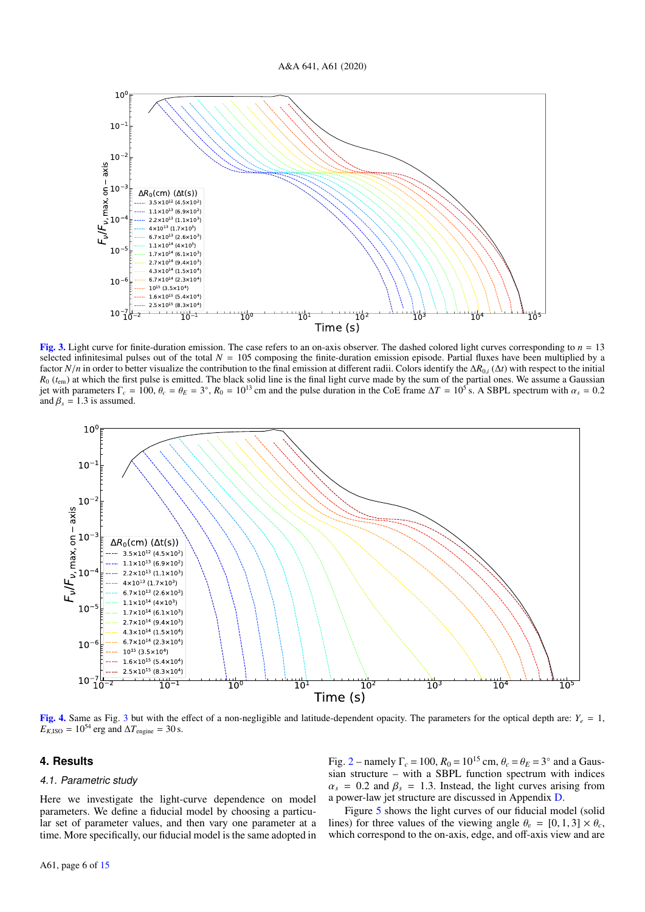**Fig. 3.** Light curve for finite-duration emission. The case refers to an on-axis observer. The dashed colored light curves corresponding to $n = 13$ selected infinitesimal pulses out of the total $N = 105$ composing the finite-duration emission episode. Partial fluxes have been multiplied by a factor $N/n$ in order to better visualize the contribution to the final emission at different radii. Colors identify the $\Delta R_{0,i}$ $(\Delta t)$ with respect to the initial $R_0$ $(t_{\rm em})$ at which the first pulse is emitted. The black solid line is the final light curve made by the sum of the partial ones. We assume a Gaussian jet with parameters $\Gamma_c = 100$, $\theta_c = \theta_E = 3°$, $R_0 = 10^{13}$ cm and the pulse duration in the CoE frame $\Delta T = 10^5$ s. A SBPL spectrum with $\alpha_s = 0.2$ and $\beta_s = 1.3$ is assumed.

**Fig. 4.** Same as Fig. 3 but with the effect of a non-negligible and latitude-dependent opacity. The parameters for the optical depth are: $Y_e = 1$, $E_{K,\rm ISO} = 10^{54}$ erg and $\Delta T_{\rm engine} = 30$ s.

## 4. Results

### 4.1. Parametric study

Here we investigate the light-curve dependence on model parameters. We define a fiducial model by choosing a particular set of parameter values, and then vary one parameter at a time. More specifically, our fiducial model is the same adopted in Fig. 2 – namely $\Gamma_c = 100$, $R_0 = 10^{15}$ cm, $\theta_c = \theta_E = 3°$ and a Gaussian structure – with a SBPL function spectrum with indices $\alpha_s = 0.2$ and $\beta_s = 1.3$. Instead, the light curves arising from a power-law jet structure are discussed in Appendix D.

Figure 5 shows the light curves of our fiducial model (solid lines) for three values of the viewing angle $\theta_v = [0, 1, 3] \times \theta_c$, which correspond to the on-axis, edge, and off-axis view and are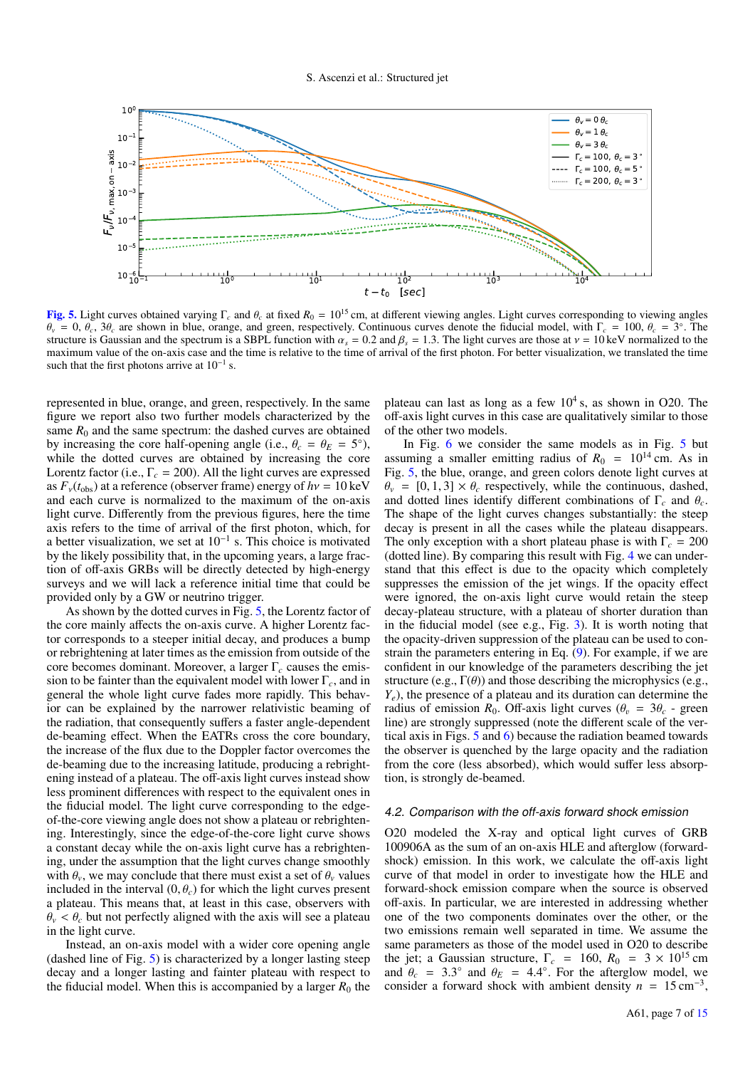Fig. 5. Light curves obtained varying $\Gamma_c$ and $\theta_c$ at fixed $R_0 = 10^{15}$ cm, at different viewing angles. Light curves corresponding to viewing angles $\theta_v = 0$, $\theta_c$, $3\theta_c$ are shown in blue, orange, and green, respectively. Continuous curves denote the fiducial model, with $\Gamma_c = 100$, $\theta_c = 3°$. The structure is Gaussian and the spectrum is a SBPL function with $\alpha_s = 0.2$ and $\beta_s = 1.3$. The light curves are those at $\nu = 10$ keV normalized to the maximum value of the on-axis case and the time is relative to the time of arrival of the first photon. For better visualization, we translated the time such that the first photons arrive at $10^{-1}$ s.

represented in blue, orange, and green, respectively. In the same figure we report also two further models characterized by the same $R_0$ and the same spectrum: the dashed curves are obtained by increasing the core half-opening angle (i.e., $\theta_c = \theta_E = 5°$), while the dotted curves are obtained by increasing the core Lorentz factor (i.e., $\Gamma_c = 200$). All the light curves are expressed as $F_\nu(t_{\rm obs})$ at a reference (observer frame) energy of $h\nu = 10$ keV and each curve is normalized to the maximum of the on-axis light curve. Differently from the previous figures, here the time axis refers to the time of arrival of the first photon, which, for a better visualization, we set at $10^{-1}$ s. This choice is motivated by the likely possibility that, in the upcoming years, a large fraction of off-axis GRBs will be directly detected by high-energy surveys and we will lack a reference initial time that could be provided only by a GW or neutrino trigger.

As shown by the dotted curves in Fig. 5, the Lorentz factor of the core mainly affects the on-axis curve. A higher Lorentz factor corresponds to a steeper initial decay, and produces a bump or rebrightening at later times as the emission from outside of the core becomes dominant. Moreover, a larger $\Gamma_c$ causes the emission to be fainter than the equivalent model with lower $\Gamma_c$, and in general the whole light curve fades more rapidly. This behavior can be explained by the narrower relativistic beaming of the radiation, that consequently suffers a faster angle-dependent de-beaming effect. When the EATRs cross the core boundary, the increase of the flux due to the Doppler factor overcomes the de-beaming due to the increasing latitude, producing a rebrightening instead of a plateau. The off-axis light curves instead show less prominent differences with respect to the equivalent ones in the fiducial model. The light curve corresponding to the edge-of-the-core viewing angle does not show a plateau or rebrightening. Interestingly, since the edge-of-the-core light curve shows a constant decay while the on-axis light curve has a rebrightening, under the assumption that the light curves change smoothly with $\theta_v$, we may conclude that there must exist a set of $\theta_v$ values included in the interval $(0, \theta_c)$ for which the light curves present a plateau. This means that, at least in this case, observers with $\theta_v < \theta_c$ but not perfectly aligned with the axis will see a plateau in the light curve.

Instead, an on-axis model with a wider core opening angle (dashed line of Fig. 5) is characterized by a longer lasting steep decay and a longer lasting and fainter plateau with respect to the fiducial model. When this is accompanied by a larger $R_0$ the plateau can last as long as a few $10^4$ s, as shown in O20. The off-axis light curves in this case are qualitatively similar to those of the other two models.

In Fig. 6 we consider the same models as in Fig. 5 but assuming a smaller emitting radius of $R_0 = 10^{14}$ cm. As in Fig. 5, the blue, orange, and green colors denote light curves at $\theta_v = [0, 1, 3] \times \theta_c$ respectively, while the continuous, dashed, and dotted lines identify different combinations of $\Gamma_c$ and $\theta_c$. The shape of the light curves changes substantially: the steep decay is present in all the cases while the plateau disappears. The only exception with a short plateau phase is with $\Gamma_c = 200$ (dotted line). By comparing this result with Fig. 4 we can understand that this effect is due to the opacity which completely suppresses the emission of the jet wings. If the opacity effect were ignored, the on-axis light curve would retain the steep decay-plateau structure, with a plateau of shorter duration than in the fiducial model (see e.g., Fig. 3). It is worth noting that the opacity-driven suppression of the plateau can be used to constrain the parameters entering in Eq. (9). For example, if we are confident in our knowledge of the parameters describing the jet structure (e.g., $\Gamma(\theta)$) and those describing the microphysics (e.g., $Y_e$), the presence of a plateau and its duration can determine the radius of emission $R_0$. Off-axis light curves ($\theta_v = 3\theta_c$ - green line) are strongly suppressed (note the different scale of the vertical axis in Figs. 5 and 6) because the radiation beamed towards the observer is quenched by the large opacity and the radiation from the core (less absorbed), which would suffer less absorption, is strongly de-beamed.

### 4.2. Comparison with the off-axis forward shock emission

O20 modeled the X-ray and optical light curves of GRB 100906A as the sum of an on-axis HLE and afterglow (forward-shock) emission. In this work, we calculate the off-axis light curve of that model in order to investigate how the HLE and forward-shock emission compare when the source is observed off-axis. In particular, we are interested in addressing whether one of the two components dominates over the other, or the two emissions remain well separated in time. We assume the same parameters as those of the model used in O20 to describe the jet; a Gaussian structure, $\Gamma_c = 160$, $R_0 = 3 \times 10^{15}$ cm and $\theta_c = 3.3°$ and $\theta_E = 4.4°$. For the afterglow model, we consider a forward shock with ambient density $n = 15\,{\rm cm}^{-3}$,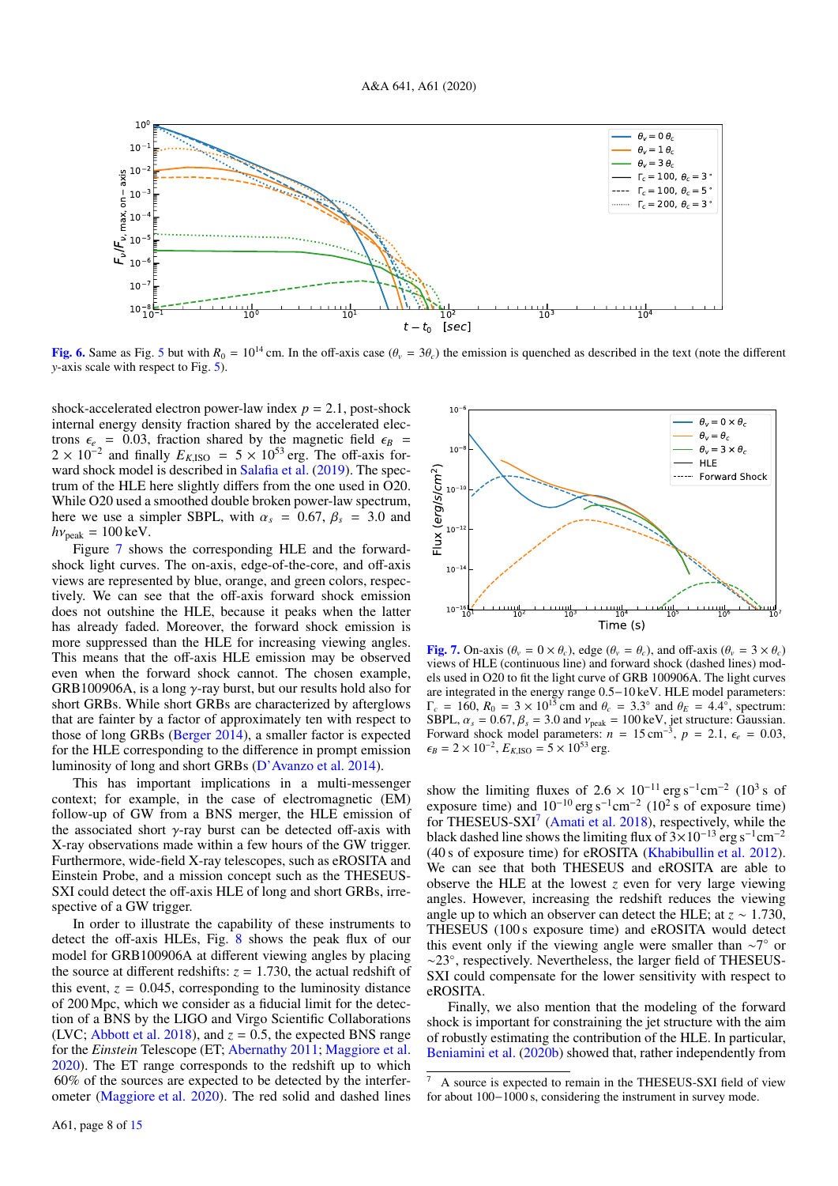Fig. 6. Same as Fig. 5 but with $R_0 = 10^{14}$ cm. In the off-axis case ($\theta_v = 3\theta_c$) the emission is quenched as described in the text (note the different $y$-axis scale with respect to Fig. 5).

shock-accelerated electron power-law index $p = 2.1$, post-shock internal energy density fraction shared by the accelerated electrons $\epsilon_e = 0.03$, fraction shared by the magnetic field $\epsilon_B = 2 \times 10^{-2}$ and finally $E_{K,\mathrm{ISO}} = 5 \times 10^{53}$ erg. The off-axis forward shock model is described in Salafia et al. (2019). The spectrum of the HLE here slightly differs from the one used in O20. While O20 used a smoothed double broken power-law spectrum, here we use a simpler SBPL, with $\alpha_s = 0.67$, $\beta_s = 3.0$ and $h\nu_{\mathrm{peak}} = 100$ keV.

Figure 7 shows the corresponding HLE and the forward-shock light curves. The on-axis, edge-of-the-core, and off-axis views are represented by blue, orange, and green colors, respectively. We can see that the off-axis forward shock emission does not outshine the HLE, because it peaks when the latter has already faded. Moreover, the forward shock emission is more suppressed than the HLE for increasing viewing angles. This means that the off-axis HLE emission may be observed even when the forward shock cannot. The chosen example, GRB100906A, is a long $\gamma$-ray burst, but our results hold also for short GRBs. While short GRBs are characterized by afterglows that are fainter by a factor of approximately ten with respect to those of long GRBs (Berger 2014), a smaller factor is expected for the HLE corresponding to the difference in prompt emission luminosity of long and short GRBs (D'Avanzo et al. 2014).

This has important implications in a multi-messenger context; for example, in the case of electromagnetic (EM) follow-up of GW from a BNS merger, the HLE emission of the associated short $\gamma$-ray burst can be detected off-axis with X-ray observations made within a few hours of the GW trigger. Furthermore, wide-field X-ray telescopes, such as eROSITA and Einstein Probe, and a mission concept such as the THESEUS-SXI could detect the off-axis HLE of long and short GRBs, irrespective of a GW trigger.

In order to illustrate the capability of these instruments to detect the off-axis HLEs, Fig. 8 shows the peak flux of our model for GRB100906A at different viewing angles by placing the source at different redshifts: $z = 1.730$, the actual redshift of this event, $z = 0.045$, corresponding to the luminosity distance of 200 Mpc, which we consider as a fiducial limit for the detection of a BNS by the LIGO and Virgo Scientific Collaborations (LVC; Abbott et al. 2018), and $z = 0.5$, the expected BNS range for the *Einstein* Telescope (ET; Abernathy 2011; Maggiore et al. 2020). The ET range corresponds to the redshift up to which 60% of the sources are expected to be detected by the interferometer (Maggiore et al. 2020). The red solid and dashed lines show the limiting fluxes of $2.6 \times 10^{-11}$ erg s$^{-1}$cm$^{-2}$ ($10^3$ s of exposure time) and $10^{-10}$ erg s$^{-1}$cm$^{-2}$ ($10^2$ s of exposure time) for THESEUS-SXI[7] (Amati et al. 2018), respectively, while the black dashed line shows the limiting flux of $3\times10^{-13}$ erg s$^{-1}$cm$^{-2}$ (40 s of exposure time) for eROSITA (Khabibullin et al. 2012). We can see that both THESEUS and eROSITA are able to observe the HLE at the lowest $z$ even for very large viewing angles. However, increasing the redshift reduces the viewing angle up to which an observer can detect the HLE; at $z \sim 1.730$, THESEUS (100 s exposure time) and eROSITA would detect this event only if the viewing angle were smaller than $\sim 7^\circ$ or $\sim 23^\circ$, respectively. Nevertheless, the larger field of THESEUS-SXI could compensate for the lower sensitivity with respect to eROSITA.

Fig. 7. On-axis ($\theta_v = 0 \times \theta_c$), edge ($\theta_v = \theta_c$), and off-axis ($\theta_v = 3 \times \theta_c$) views of HLE (continuous line) and forward shock (dashed lines) models used in O20 to fit the light curve of GRB 100906A. The light curves are integrated in the energy range 0.5−10 keV. HLE model parameters: $\Gamma_c = 160$, $R_0 = 3 \times 10^{15}$ cm and $\theta_c = 3.3^\circ$ and $\theta_E = 4.4^\circ$, spectrum: SBPL, $\alpha_s = 0.67$, $\beta_s = 3.0$ and $\nu_{\mathrm{peak}} = 100$ keV, jet structure: Gaussian. Forward shock model parameters: $n = 15$ cm$^{-3}$, $p = 2.1$, $\epsilon_e = 0.03$, $\epsilon_B = 2 \times 10^{-2}$, $E_{K,\mathrm{ISO}} = 5 \times 10^{53}$ erg.

Finally, we also mention that the modeling of the forward shock is important for constraining the jet structure with the aim of robustly estimating the contribution of the HLE. In particular, Beniamini et al. (2020b) showed that, rather independently from

[7] A source is expected to remain in the THESEUS-SXI field of view for about 100−1000 s, considering the instrument in survey mode.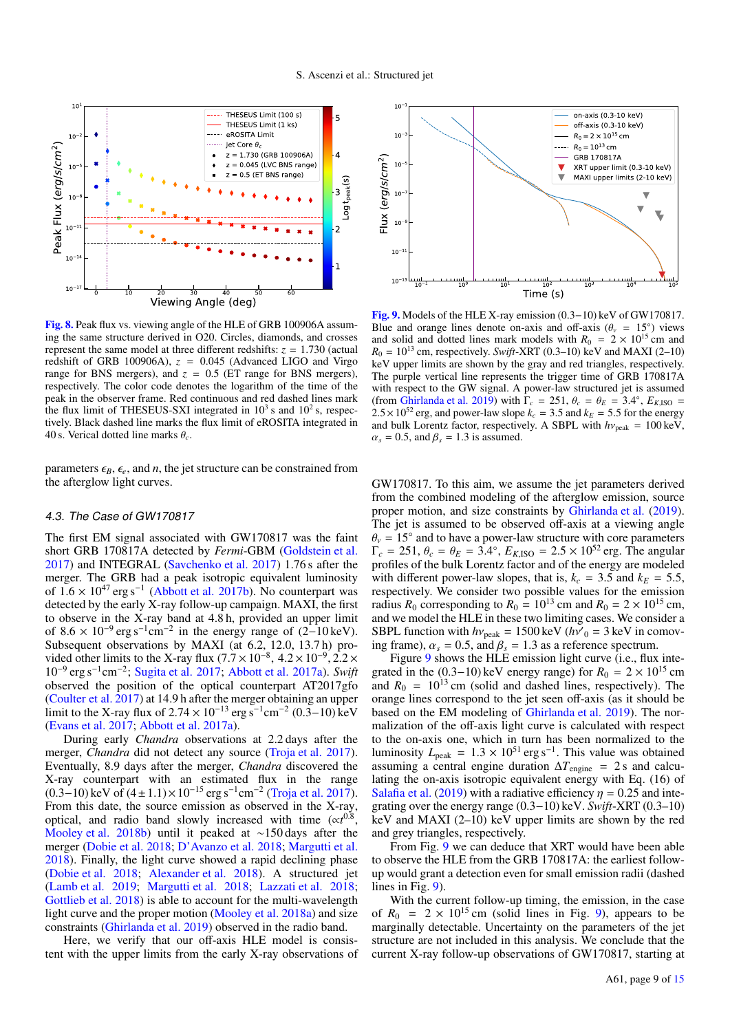**Fig. 8.** Peak flux vs. viewing angle of the HLE of GRB 100906A assuming the same structure derived in O20. Circles, diamonds, and crosses represent the same model at three different redshifts: $z = 1.730$ (actual redshift of GRB 100906A), $z = 0.045$ (Advanced LIGO and Virgo range for BNS mergers), and $z = 0.5$ (ET range for BNS mergers), respectively. The color code denotes the logarithm of the time of the peak in the observer frame. Red continuous and red dashed lines mark the flux limit of THESEUS-SXI integrated in $10^3$ s and $10^2$ s, respectively. Black dashed line marks the flux limit of eROSITA integrated in 40 s. Vertical dotted line marks $\theta_c$.

**Fig. 9.** Models of the HLE X-ray emission (0.3−10) keV of GW170817. Blue and orange lines denote on-axis and off-axis ($\theta_v = 15°$) views and solid and dotted lines mark models with $R_0 = 2 \times 10^{15}$ cm and $R_0 = 10^{13}$ cm, respectively. *Swift*-XRT (0.3–10) keV and MAXI (2–10) keV upper limits are shown by the gray and red triangles, respectively. The purple vertical line represents the trigger time of GRB 170817A with respect to the GW signal. A power-law structured jet is assumed (from Ghirlanda et al. 2019) with $\Gamma_c = 251$, $\theta_c = \theta_E = 3.4°$, $E_{K,\rm ISO} = 2.5 \times 10^{52}$ erg, and power-law slope $k_c = 3.5$ and $k_E = 5.5$ for the energy and bulk Lorentz factor, respectively. A SBPL with $h\nu_{\rm peak} = 100$ keV, $\alpha_s = 0.5$, and $\beta_s = 1.3$ is assumed.

parameters $\epsilon_B$, $\epsilon_e$, and $n$, the jet structure can be constrained from the afterglow light curves.

### 4.3. The Case of GW170817

The first EM signal associated with GW170817 was the faint short GRB 170817A detected by *Fermi*-GBM (Goldstein et al. 2017) and INTEGRAL (Savchenko et al. 2017) 1.76 s after the merger. The GRB had a peak isotropic equivalent luminosity of $1.6 \times 10^{47}$ erg s$^{-1}$ (Abbott et al. 2017b). No counterpart was detected by the early X-ray follow-up campaign. MAXI, the first to observe in the X-ray band at 4.8 h, provided an upper limit of $8.6 \times 10^{-9}$ erg s$^{-1}$cm$^{-2}$ in the energy range of (2−10 keV). Subsequent observations by MAXI (at 6.2, 12.0, 13.7 h) provided other limits to the X-ray flux ($7.7 \times 10^{-8}$, $4.2 \times 10^{-9}$, $2.2 \times 10^{-9}$ erg s$^{-1}$cm$^{-2}$; Sugita et al. 2017; Abbott et al. 2017a). *Swift* observed the position of the optical counterpart AT2017gfo (Coulter et al. 2017) at 14.9 h after the merger obtaining an upper limit to the X-ray flux of $2.74 \times 10^{-13}$ erg s$^{-1}$cm$^{-2}$ (0.3−10) keV (Evans et al. 2017; Abbott et al. 2017a).

During early *Chandra* observations at 2.2 days after the merger, *Chandra* did not detect any source (Troja et al. 2017). Eventually, 8.9 days after the merger, *Chandra* discovered the X-ray counterpart with an estimated flux in the range (0.3−10) keV of $(4 \pm 1.1) \times 10^{-15}$ erg s$^{-1}$cm$^{-2}$ (Troja et al. 2017). From this date, the source emission as observed in the X-ray, optical, and radio band slowly increased with time ($\propto t^{0.8}$, Mooley et al. 2018b) until it peaked at ∼150 days after the merger (Dobie et al. 2018; D'Avanzo et al. 2018; Margutti et al. 2018). Finally, the light curve showed a rapid declining phase (Dobie et al. 2018; Alexander et al. 2018). A structured jet (Lamb et al. 2019; Margutti et al. 2018; Lazzati et al. 2018; Gottlieb et al. 2018) is able to account for the multi-wavelength light curve and the proper motion (Mooley et al. 2018a) and size constraints (Ghirlanda et al. 2019) observed in the radio band.

Here, we verify that our off-axis HLE model is consistent with the upper limits from the early X-ray observations of GW170817. To this aim, we assume the jet parameters derived from the combined modeling of the afterglow emission, source proper motion, and size constraints by Ghirlanda et al. (2019). The jet is assumed to be observed off-axis at a viewing angle $\theta_v = 15°$ and to have a power-law structure with core parameters $\Gamma_c = 251$, $\theta_c = \theta_E = 3.4°$, $E_{K,\rm ISO} = 2.5 \times 10^{52}$ erg. The angular profiles of the bulk Lorentz factor and of the energy are modeled with different power-law slopes, that is, $k_c = 3.5$ and $k_E = 5.5$, respectively. We consider two possible values for the emission radius $R_0$ corresponding to $R_0 = 10^{13}$ cm and $R_0 = 2 \times 10^{15}$ cm, and we model the HLE in these two limiting cases. We consider a SBPL function with $h\nu_{\rm peak} = 1500$ keV ($h\nu'_0 = 3$ keV in comoving frame), $\alpha_s = 0.5$, and $\beta_s = 1.3$ as a reference spectrum.

Figure 9 shows the HLE emission light curve (i.e., flux integrated in the (0.3−10) keV energy range) for $R_0 = 2 \times 10^{15}$ cm and $R_0 = 10^{13}$ cm (solid and dashed lines, respectively). The orange lines correspond to the jet seen off-axis (as it should be based on the EM modeling of Ghirlanda et al. 2019). The normalization of the off-axis light curve is calculated with respect to the on-axis one, which in turn has been normalized to the luminosity $L_{\rm peak} = 1.3 \times 10^{51}$ erg s$^{-1}$. This value was obtained assuming a central engine duration $\Delta T_{\rm engine} = 2$ s and calculating the on-axis isotropic equivalent energy with Eq. (16) of Salafia et al. (2019) with a radiative efficiency $\eta = 0.25$ and integrating over the energy range (0.3−10) keV. *Swift*-XRT (0.3−10) keV and MAXI (2−10) keV upper limits are shown by the red and grey triangles, respectively.

From Fig. 9 we can deduce that XRT would have been able to observe the HLE from the GRB 170817A: the earliest follow-up would grant a detection even for small emission radii (dashed lines in Fig. 9).

With the current follow-up timing, the emission, in the case of $R_0 = 2 \times 10^{15}$ cm (solid lines in Fig. 9), appears to be marginally detectable. Uncertainty on the parameters of the jet structure are not included in this analysis. We conclude that the current X-ray follow-up observations of GW170817, starting at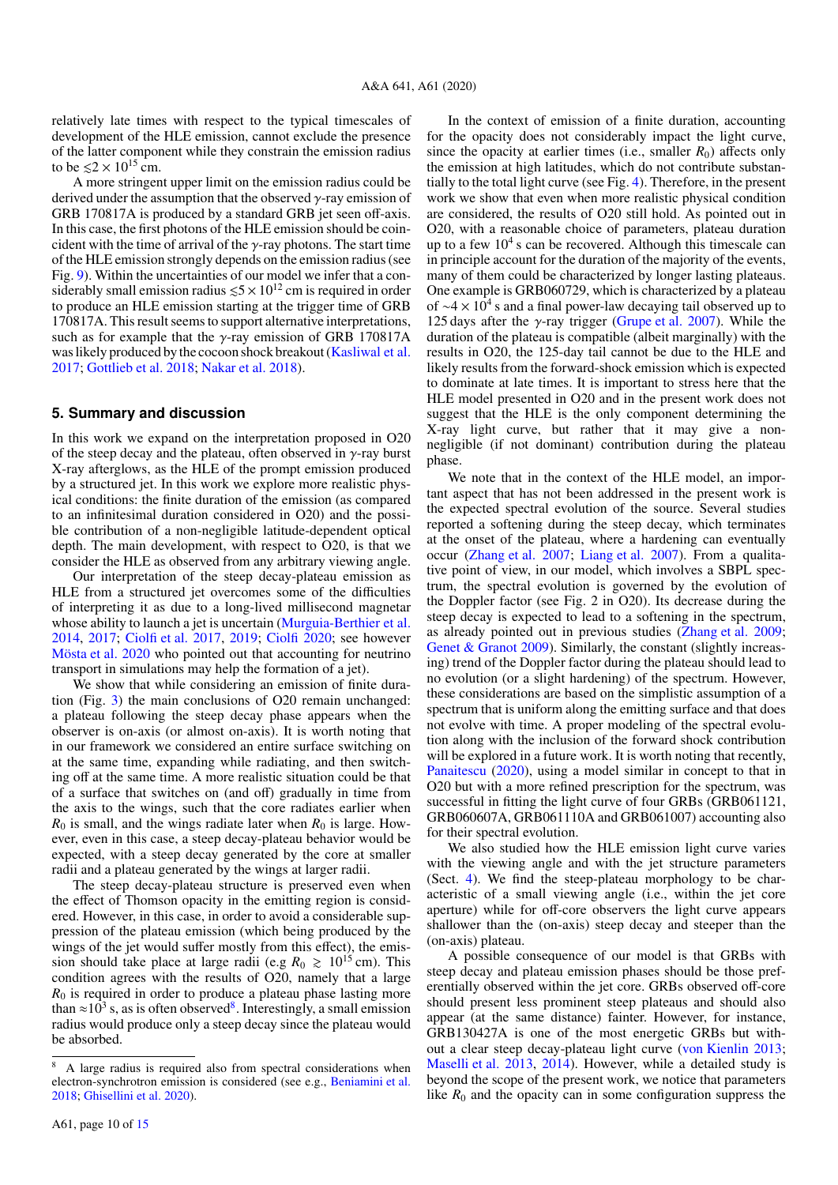relatively late times with respect to the typical timescales of development of the HLE emission, cannot exclude the presence of the latter component while they constrain the emission radius to be $\lesssim 2 \times 10^{15}$ cm.

A more stringent upper limit on the emission radius could be derived under the assumption that the observed $\gamma$-ray emission of GRB 170817A is produced by a standard GRB jet seen off-axis. In this case, the first photons of the HLE emission should be coincident with the time of arrival of the $\gamma$-ray photons. The start time of the HLE emission strongly depends on the emission radius (see Fig. 9). Within the uncertainties of our model we infer that a considerably small emission radius $\lesssim 5 \times 10^{12}$ cm is required in order to produce an HLE emission starting at the trigger time of GRB 170817A. This result seems to support alternative interpretations, such as for example that the $\gamma$-ray emission of GRB 170817A was likely produced by the cocoon shock breakout (Kasliwal et al. 2017; Gottlieb et al. 2018; Nakar et al. 2018).

## 5. Summary and discussion

In this work we expand on the interpretation proposed in O20 of the steep decay and the plateau, often observed in $\gamma$-ray burst X-ray afterglows, as the HLE of the prompt emission produced by a structured jet. In this work we explore more realistic physical conditions: the finite duration of the emission (as compared to an infinitesimal duration considered in O20) and the possible contribution of a non-negligible latitude-dependent optical depth. The main development, with respect to O20, is that we consider the HLE as observed from any arbitrary viewing angle.

Our interpretation of the steep decay-plateau emission as HLE from a structured jet overcomes some of the difficulties of interpreting it as due to a long-lived millisecond magnetar whose ability to launch a jet is uncertain (Murguia-Berthier et al. 2014, 2017; Ciolfi et al. 2017, 2019; Ciolfi 2020; see however Mösta et al. 2020 who pointed out that accounting for neutrino transport in simulations may help the formation of a jet).

We show that while considering an emission of finite duration (Fig. 3) the main conclusions of O20 remain unchanged: a plateau following the steep decay phase appears when the observer is on-axis (or almost on-axis). It is worth noting that in our framework we considered an entire surface switching on at the same time, expanding while radiating, and then switching off at the same time. A more realistic situation could be that of a surface that switches on (and off) gradually in time from the axis to the wings, such that the core radiates earlier when $R_0$ is small, and the wings radiate later when $R_0$ is large. However, even in this case, a steep decay-plateau behavior would be expected, with a steep decay generated by the core at smaller radii and a plateau generated by the wings at larger radii.

The steep decay-plateau structure is preserved even when the effect of Thomson opacity in the emitting region is considered. However, in this case, in order to avoid a considerable suppression of the plateau emission (which being produced by the wings of the jet would suffer mostly from this effect), the emission should take place at large radii (e.g $R_0 \gtrsim 10^{15}$ cm). This condition agrees with the results of O20, namely that a large $R_0$ is required in order to produce a plateau phase lasting more than $\approx 10^3$ s, as is often observed[8]. Interestingly, a small emission radius would produce only a steep decay since the plateau would be absorbed.

In the context of emission of a finite duration, accounting for the opacity does not considerably impact the light curve, since the opacity at earlier times (i.e., smaller $R_0$) affects only the emission at high latitudes, which do not contribute substantially to the total light curve (see Fig. 4). Therefore, in the present work we show that even when more realistic physical condition are considered, the results of O20 still hold. As pointed out in O20, with a reasonable choice of parameters, plateau duration up to a few $10^4$ s can be recovered. Although this timescale can in principle account for the duration of the majority of the events, many of them could be characterized by longer lasting plateaus. One example is GRB060729, which is characterized by a plateau of $\sim 4 \times 10^4$ s and a final power-law decaying tail observed up to 125 days after the $\gamma$-ray trigger (Grupe et al. 2007). While the duration of the plateau is compatible (albeit marginally) with the results in O20, the 125-day tail cannot be due to the HLE and likely results from the forward-shock emission which is expected to dominate at late times. It is important to stress here that the HLE model presented in O20 and in the present work does not suggest that the HLE is the only component determining the X-ray light curve, but rather that it may give a non-negligible (if not dominant) contribution during the plateau phase.

We note that in the context of the HLE model, an important aspect that has not been addressed in the present work is the expected spectral evolution of the source. Several studies reported a softening during the steep decay, which terminates at the onset of the plateau, where a hardening can eventually occur (Zhang et al. 2007; Liang et al. 2007). From a qualitative point of view, in our model, which involves a SBPL spectrum, the spectral evolution is governed by the evolution of the Doppler factor (see Fig. 2 in O20). Its decrease during the steep decay is expected to lead to a softening in the spectrum, as already pointed out in previous studies (Zhang et al. 2009; Genet & Granot 2009). Similarly, the constant (slightly increasing) trend of the Doppler factor during the plateau should lead to no evolution (or a slight hardening) of the spectrum. However, these considerations are based on the simplistic assumption of a spectrum that is uniform along the emitting surface and that does not evolve with time. A proper modeling of the spectral evolution along with the inclusion of the forward shock contribution will be explored in a future work. It is worth noting that recently, Panaitescu (2020), using a model similar in concept to that in O20 but with a more refined prescription for the spectrum, was successful in fitting the light curve of four GRBs (GRB061121, GRB060607A, GRB061110A and GRB061007) accounting also for their spectral evolution.

We also studied how the HLE emission light curve varies with the viewing angle and with the jet structure parameters (Sect. 4). We find the steep-plateau morphology to be characteristic of a small viewing angle (i.e., within the jet core aperture) while for off-core observers the light curve appears shallower than the (on-axis) steep decay and steeper than the (on-axis) plateau.

A possible consequence of our model is that GRBs with steep decay and plateau emission phases should be those preferentially observed within the jet core. GRBs observed off-core should present less prominent steep plateaus and should also appear (at the same distance) fainter. However, for instance, GRB130427A is one of the most energetic GRBs but without a clear steep decay-plateau light curve (von Kienlin 2013; Maselli et al. 2013, 2014). However, while a detailed study is beyond the scope of the present work, we notice that parameters like $R_0$ and the opacity can in some configuration suppress the

[8] A large radius is required also from spectral considerations when electron-synchrotron emission is considered (see e.g., Beniamini et al. 2018; Ghisellini et al. 2020).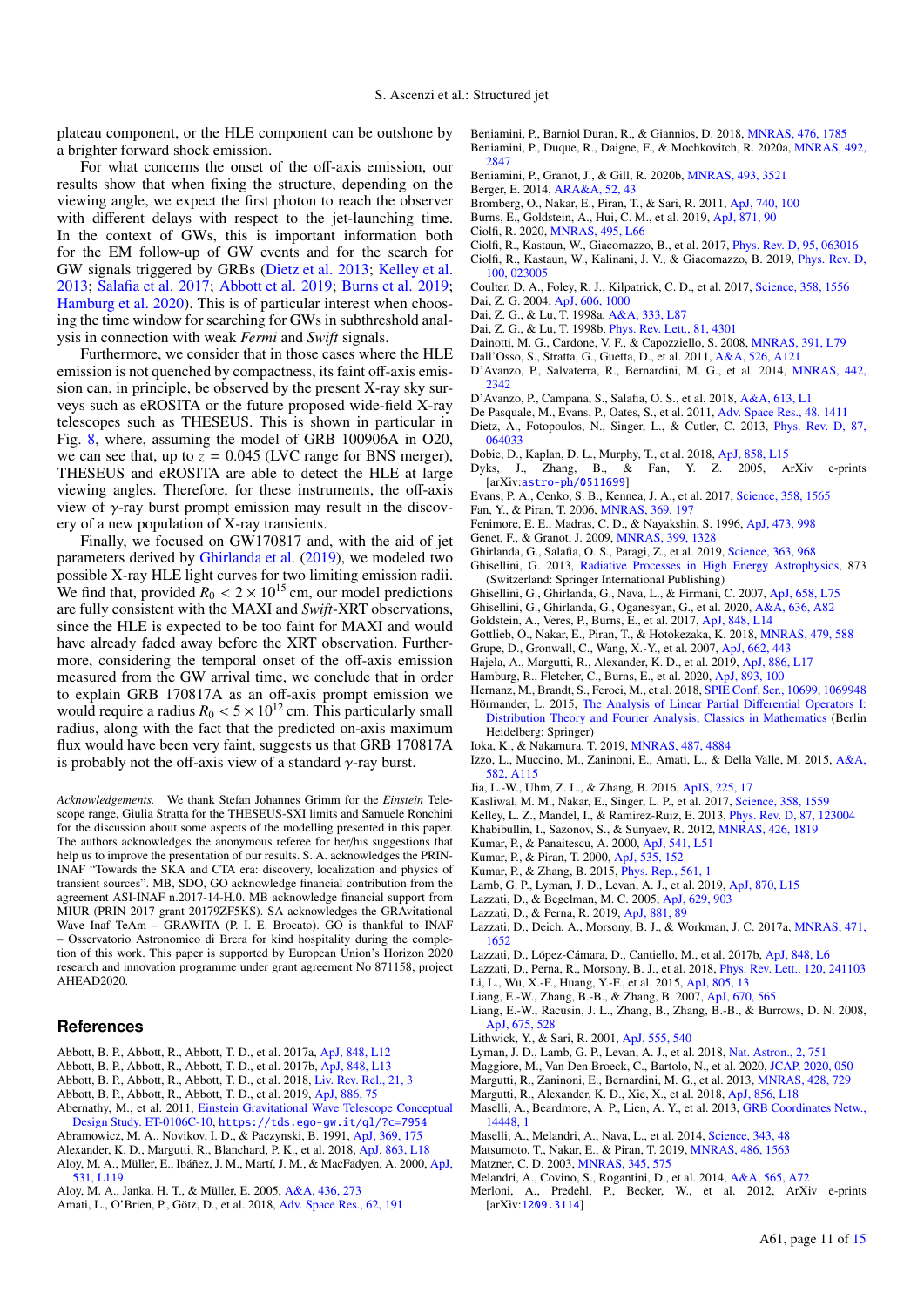plateau component, or the HLE component can be outshone by a brighter forward shock emission.

For what concerns the onset of the off-axis emission, our results show that when fixing the structure, depending on the viewing angle, we expect the first photon to reach the observer with different delays with respect to the jet-launching time. In the context of GWs, this is important information both for the EM follow-up of GW events and for the search for GW signals triggered by GRBs (Dietz et al. 2013; Kelley et al. 2013; Salafia et al. 2017; Abbott et al. 2019; Burns et al. 2019; Hamburg et al. 2020). This is of particular interest when choosing the time window for searching for GWs in subthreshold analysis in connection with weak *Fermi* and *Swift* signals.

Furthermore, we consider that in those cases where the HLE emission is not quenched by compactness, its faint off-axis emission can, in principle, be observed by the present X-ray sky surveys such as eROSITA or the future proposed wide-field X-ray telescopes such as THESEUS. This is shown in particular in Fig. 8, where, assuming the model of GRB 100906A in O20, we can see that, up to $z = 0.045$ (LVC range for BNS merger), THESEUS and eROSITA are able to detect the HLE at large viewing angles. Therefore, for these instruments, the off-axis view of $\gamma$-ray burst prompt emission may result in the discovery of a new population of X-ray transients.

Finally, we focused on GW170817 and, with the aid of jet parameters derived by Ghirlanda et al. (2019), we modeled two possible X-ray HLE light curves for two limiting emission radii. We find that, provided $R_0 < 2 \times 10^{15}$ cm, our model predictions are fully consistent with the MAXI and *Swift*-XRT observations, since the HLE is expected to be too faint for MAXI and would have already faded away before the XRT observation. Furthermore, considering the temporal onset of the off-axis emission measured from the GW arrival time, we conclude that in order to explain GRB 170817A as an off-axis prompt emission we would require a radius $R_0 < 5 \times 10^{12}$ cm. This particularly small radius, along with the fact that the predicted on-axis maximum flux would have been very faint, suggests us that GRB 170817A is probably not the off-axis view of a standard $\gamma$-ray burst.

*Acknowledgements.* We thank Stefan Johannes Grimm for the *Einstein* Telescope range, Giulia Stratta for the THESEUS-SXI limits and Samuele Ronchini for the discussion about some aspects of the modelling presented in this paper. The authors acknowledges the anonymous referee for her/his suggestions that help us to improve the presentation of our results. S. A. acknowledges the PRIN-INAF "Towards the SKA and CTA era: discovery, localization and physics of transient sources". MB, SDO, GO acknowledge financial contribution from the agreement ASI-INAF n.2017-14-H.0. MB acknowledge financial support from MIUR (PRIN 2017 grant 20179ZF5KS). SA acknowledges the GRAvitational Wave Inaf TeAm – GRAWITA (P. I. E. Brocato). GO is thankful to INAF – Osservatorio Astronomico di Brera for kind hospitality during the completion of this work. This paper is supported by European Union's Horizon 2020 research and innovation programme under grant agreement No 871158, project AHEAD2020.

## References

- Abbott, B. P., Abbott, R., Abbott, T. D., et al. 2017a, ApJ, 848, L12
- Abbott, B. P., Abbott, R., Abbott, T. D., et al. 2017b, ApJ, 848, L13
- Abbott, B. P., Abbott, R., Abbott, T. D., et al. 2018, Liv. Rev. Rel., 21, 3
- Abbott, B. P., Abbott, R., Abbott, T. D., et al. 2019, ApJ, 886, 75
- Abernathy, M., et al. 2011, Einstein Gravitational Wave Telescope Conceptual Design Study. ET-0106C-10, https://tds.ego-gw.it/ql/?c=7954
- Abramowicz, M. A., Novikov, I. D., & Paczynski, B. 1991, ApJ, 369, 175
- Alexander, K. D., Margutti, R., Blanchard, P. K., et al. 2018, ApJ, 863, L18
- Aloy, M. A., Müller, E., Ibáñez, J. M., Martí, J. M., & MacFadyen, A. 2000, ApJ, 531, L119
- Aloy, M. A., Janka, H. T., & Müller, E. 2005, A&A, 436, 273
- Amati, L., O'Brien, P., Götz, D., et al. 2018, Adv. Space Res., 62, 191
- Beniamini, P., Barniol Duran, R., & Giannios, D. 2018, MNRAS, 476, 1785
- Beniamini, P., Duque, R., Daigne, F., & Mochkovitch, R. 2020a, MNRAS, 492, 2847
- Beniamini, P., Granot, J., & Gill, R. 2020b, MNRAS, 493, 3521
- Berger, E. 2014, ARA&A, 52, 43
- Bromberg, O., Nakar, E., Piran, T., & Sari, R. 2011, ApJ, 740, 100
- Burns, E., Goldstein, A., Hui, C. M., et al. 2019, ApJ, 871, 90
- Ciolfi, R. 2020, MNRAS, 495, L66
- Ciolfi, R., Kastaun, W., Giacomazzo, B., et al. 2017, Phys. Rev. D, 95, 063016
- Ciolfi, R., Kastaun, W., Kalinani, J. V., & Giacomazzo, B. 2019, Phys. Rev. D, 100, 023005
- Coulter, D. A., Foley, R. J., Kilpatrick, C. D., et al. 2017, Science, 358, 1556
- Dai, Z. G. 2004, ApJ, 606, 1000
- Dai, Z. G., & Lu, T. 1998a, A&A, 333, L87
- Dai, Z. G., & Lu, T. 1998b, Phys. Rev. Lett., 81, 4301
- Dainotti, M. G., Cardone, V. F., & Capozziello, S. 2008, MNRAS, 391, L79
- Dall'Osso, S., Stratta, G., Guetta, D., et al. 2011, A&A, 526, A121
- D'Avanzo, P., Salvaterra, R., Bernardini, M. G., et al. 2014, MNRAS, 442, 2342
- D'Avanzo, P., Campana, S., Salafia, O. S., et al. 2018, A&A, 613, L1
- De Pasquale, M., Evans, P., Oates, S., et al. 2011, Adv. Space Res., 48, 1411
- Dietz, A., Fotopoulos, N., Singer, L., & Cutler, C. 2013, Phys. Rev. D, 87, 064033
- Dobie, D., Kaplan, D. L., Murphy, T., et al. 2018, ApJ, 858, L15
- Dyks, J., Zhang, B., & Fan, Y. Z. 2005, ArXiv e-prints [arXiv:astro-ph/0511699]
- Evans, P. A., Cenko, S. B., Kennea, J. A., et al. 2017, Science, 358, 1565
- Fan, Y., & Piran, T. 2006, MNRAS, 369, 197
- Fenimore, E. E., Madras, C. D., & Nayakshin, S. 1996, ApJ, 473, 998
- Genet, F., & Granot, J. 2009, MNRAS, 399, 1328
- Ghirlanda, G., Salafia, O. S., Paragi, Z., et al. 2019, Science, 363, 968
- Ghisellini, G. 2013, Radiative Processes in High Energy Astrophysics, 873 (Switzerland: Springer International Publishing)
- Ghisellini, G., Ghirlanda, G., Nava, L., & Firmani, C. 2007, ApJ, 658, L75
- Ghisellini, G., Ghirlanda, G., Oganesyan, G., et al. 2020, A&A, 636, A82
- Goldstein, A., Veres, P., Burns, E., et al. 2017, ApJ, 848, L14
- Gottlieb, O., Nakar, E., Piran, T., & Hotokezaka, K. 2018, MNRAS, 479, 588
- Grupe, D., Gronwall, C., Wang, X.-Y., et al. 2007, ApJ, 662, 443
- Hajela, A., Margutti, R., Alexander, K. D., et al. 2019, ApJ, 886, L17
- Hamburg, R., Fletcher, C., Burns, E., et al. 2020, ApJ, 893, 100
- Hernanz, M., Brandt, S., Feroci, M., et al. 2018, SPIE Conf. Ser., 10699, 1069948
- Hörmander, L. 2015, The Analysis of Linear Partial Differential Operators I: Distribution Theory and Fourier Analysis, Classics in Mathematics (Berlin Heidelberg: Springer)
- Ioka, K., & Nakamura, T. 2019, MNRAS, 487, 4884
- Izzo, L., Muccino, M., Zaninoni, E., Amati, L., & Della Valle, M. 2015, A&A, 582, A115
- Jia, L.-W., Uhm, Z. L., & Zhang, B. 2016, ApJS, 225, 17
- Kasliwal, M. M., Nakar, E., Singer, L. P., et al. 2017, Science, 358, 1559
- Kelley, L. Z., Mandel, I., & Ramirez-Ruiz, E. 2013, Phys. Rev. D, 87, 123004
- Khabibullin, I., Sazonov, S., & Sunyaev, R. 2012, MNRAS, 426, 1819
- Kumar, P., & Panaitescu, A. 2000, ApJ, 541, L51
- Kumar, P., & Piran, T. 2000, ApJ, 535, 152
- Kumar, P., & Zhang, B. 2015, Phys. Rep., 561, 1
- Lamb, G. P., Lyman, J. D., Levan, A. J., et al. 2019, ApJ, 870, L15
- Lazzati, D., & Begelman, M. C. 2005, ApJ, 629, 903
- Lazzati, D., & Perna, R. 2019, ApJ, 881, 89
- Lazzati, D., Deich, A., Morsony, B. J., & Workman, J. C. 2017a, MNRAS, 471, 1652
- Lazzati, D., López-Cámara, D., Cantiello, M., et al. 2017b, ApJ, 848, L6
- Lazzati, D., Perna, R., Morsony, B. J., et al. 2018, Phys. Rev. Lett., 120, 241103
- Li, L., Wu, X.-F., Huang, Y.-F., et al. 2015, ApJ, 805, 13
- Liang, E.-W., Zhang, B.-B., & Zhang, B. 2007, ApJ, 670, 565
- Liang, E.-W., Racusin, J. L., Zhang, B., Zhang, B.-B., & Burrows, D. N. 2008, ApJ, 675, 528
- Lithwick, Y., & Sari, R. 2001, ApJ, 555, 540
- Lyman, J. D., Lamb, G. P., Levan, A. J., et al. 2018, Nat. Astron., 2, 751
- Maggiore, M., Van Den Broeck, C., Bartolo, N., et al. 2020, JCAP, 2020, 050
- Margutti, R., Zaninoni, E., Bernardini, M. G., et al. 2013, MNRAS, 428, 729
- Margutti, R., Alexander, K. D., Xie, X., et al. 2018, ApJ, 856, L18
- Maselli, A., Beardmore, A. P., Lien, A. Y., et al. 2013, GRB Coordinates Netw., 14448, 1
- Maselli, A., Melandri, A., Nava, L., et al. 2014, Science, 343, 48
- Matsumoto, T., Nakar, E., & Piran, T. 2019, MNRAS, 486, 1563
- Matzner, C. D. 2003, MNRAS, 345, 575
- Melandri, A., Covino, S., Rogantini, D., et al. 2014, A&A, 565, A72
- Merloni, A., Predehl, P., Becker, W., et al. 2012, ArXiv e-prints [arXiv:1209.3114]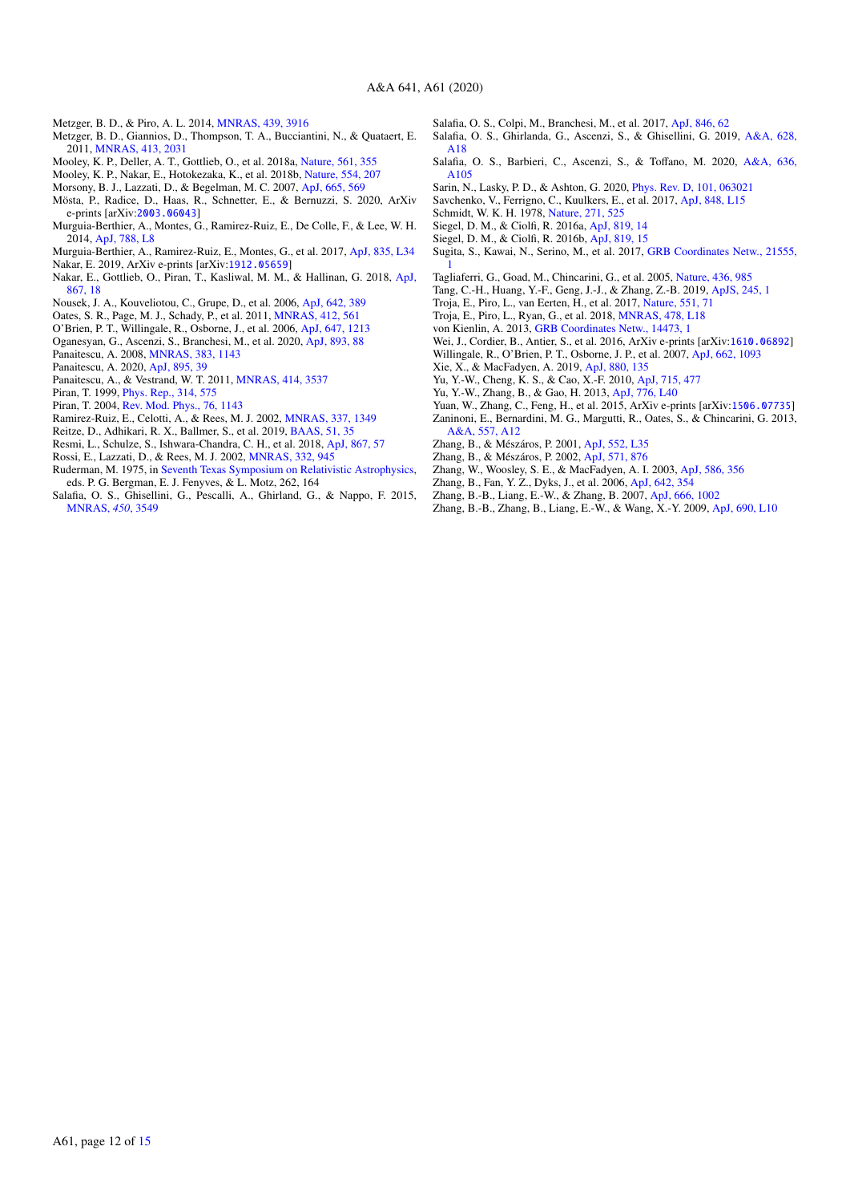Metzger, B. D., & Piro, A. L. 2014, MNRAS, 439, 3916
Metzger, B. D., Giannios, D., Thompson, T. A., Bucciantini, N., & Quataert, E. 2011, MNRAS, 413, 2031
Mooley, K. P., Deller, A. T., Gottlieb, O., et al. 2018a, Nature, 561, 355
Mooley, K. P., Nakar, E., Hotokezaka, K., et al. 2018b, Nature, 554, 207
Morsony, B. J., Lazzati, D., & Begelman, M. C. 2007, ApJ, 665, 569
Mösta, P., Radice, D., Haas, R., Schnetter, E., & Bernuzzi, S. 2020, ArXiv e-prints [arXiv:2003.06043]
Murguia-Berthier, A., Montes, G., Ramirez-Ruiz, E., De Colle, F., & Lee, W. H. 2014, ApJ, 788, L8
Murguia-Berthier, A., Ramirez-Ruiz, E., Montes, G., et al. 2017, ApJ, 835, L34
Nakar, E. 2019, ArXiv e-prints [arXiv:1912.05659]
Nakar, E., Gottlieb, O., Piran, T., Kasliwal, M. M., & Hallinan, G. 2018, ApJ, 867, 18
Nousek, J. A., Kouveliotou, C., Grupe, D., et al. 2006, ApJ, 642, 389
Oates, S. R., Page, M. J., Schady, P., et al. 2011, MNRAS, 412, 561
O'Brien, P. T., Willingale, R., Osborne, J., et al. 2006, ApJ, 647, 1213
Oganesyan, G., Ascenzi, S., Branchesi, M., et al. 2020, ApJ, 893, 88
Panaitescu, A. 2008, MNRAS, 383, 1143
Panaitescu, A. 2020, ApJ, 895, 39
Panaitescu, A., & Vestrand, W. T. 2011, MNRAS, 414, 3537
Piran, T. 1999, Phys. Rep., 314, 575
Piran, T. 2004, Rev. Mod. Phys., 76, 1143
Ramirez-Ruiz, E., Celotti, A., & Rees, M. J. 2002, MNRAS, 337, 1349
Reitze, D., Adhikari, R. X., Ballmer, S., et al. 2019, BAAS, 51, 35
Resmi, L., Schulze, S., Ishwara-Chandra, C. H., et al. 2018, ApJ, 867, 57
Rossi, E., Lazzati, D., & Rees, M. J. 2002, MNRAS, 332, 945
Ruderman, M. 1975, in Seventh Texas Symposium on Relativistic Astrophysics, eds. P. G. Bergman, E. J. Fenyves, & L. Motz, 262, 164
Salafia, O. S., Ghisellini, G., Pescalli, A., Ghirland, G., & Nappo, F. 2015, MNRAS, *450*, 3549
Salafia, O. S., Colpi, M., Branchesi, M., et al. 2017, ApJ, 846, 62
Salafia, O. S., Ghirlanda, G., Ascenzi, S., & Ghisellini, G. 2019, A&A, 628, A18
Salafia, O. S., Barbieri, C., Ascenzi, S., & Toffano, M. 2020, A&A, 636, A105
Sarin, N., Lasky, P. D., & Ashton, G. 2020, Phys. Rev. D, 101, 063021
Savchenko, V., Ferrigno, C., Kuulkers, E., et al. 2017, ApJ, 848, L15
Schmidt, W. K. H. 1978, Nature, 271, 525
Siegel, D. M., & Ciolfi, R. 2016a, ApJ, 819, 14
Siegel, D. M., & Ciolfi, R. 2016b, ApJ, 819, 15
Sugita, S., Kawai, N., Serino, M., et al. 2017, GRB Coordinates Netw., 21555, 1
Tagliaferri, G., Goad, M., Chincarini, G., et al. 2005, Nature, 436, 985
Tang, C.-H., Huang, Y.-F., Geng, J.-J., & Zhang, Z.-B. 2019, ApJS, 245, 1
Troja, E., Piro, L., van Eerten, H., et al. 2017, Nature, 551, 71
Troja, E., Piro, L., Ryan, G., et al. 2018, MNRAS, 478, L18
von Kienlin, A. 2013, GRB Coordinates Netw., 14473, 1
Wei, J., Cordier, B., Antier, S., et al. 2016, ArXiv e-prints [arXiv:1610.06892]
Willingale, R., O'Brien, P. T., Osborne, J. P., et al. 2007, ApJ, 662, 1093
Xie, X., & MacFadyen, A. 2019, ApJ, 880, 135
Yu, Y.-W., Cheng, K. S., & Cao, X.-F. 2010, ApJ, 715, 477
Yu, Y.-W., Zhang, B., & Gao, H. 2013, ApJ, 776, L40
Yuan, W., Zhang, C., Feng, H., et al. 2015, ArXiv e-prints [arXiv:1506.07735]
Zaninoni, E., Bernardini, M. G., Margutti, R., Oates, S., & Chincarini, G. 2013, A&A, 557, A12
Zhang, B., & Mészáros, P. 2001, ApJ, 552, L35
Zhang, B., & Mészáros, P. 2002, ApJ, 571, 876
Zhang, W., Woosley, S. E., & MacFadyen, A. I. 2003, ApJ, 586, 356
Zhang, B., Fan, Y. Z., Dyks, J., et al. 2006, ApJ, 642, 354
Zhang, B.-B., Liang, E.-W., & Zhang, B. 2007, ApJ, 666, 1002
Zhang, B.-B., Zhang, B., Liang, E.-W., & Wang, X.-Y. 2009, ApJ, 690, L10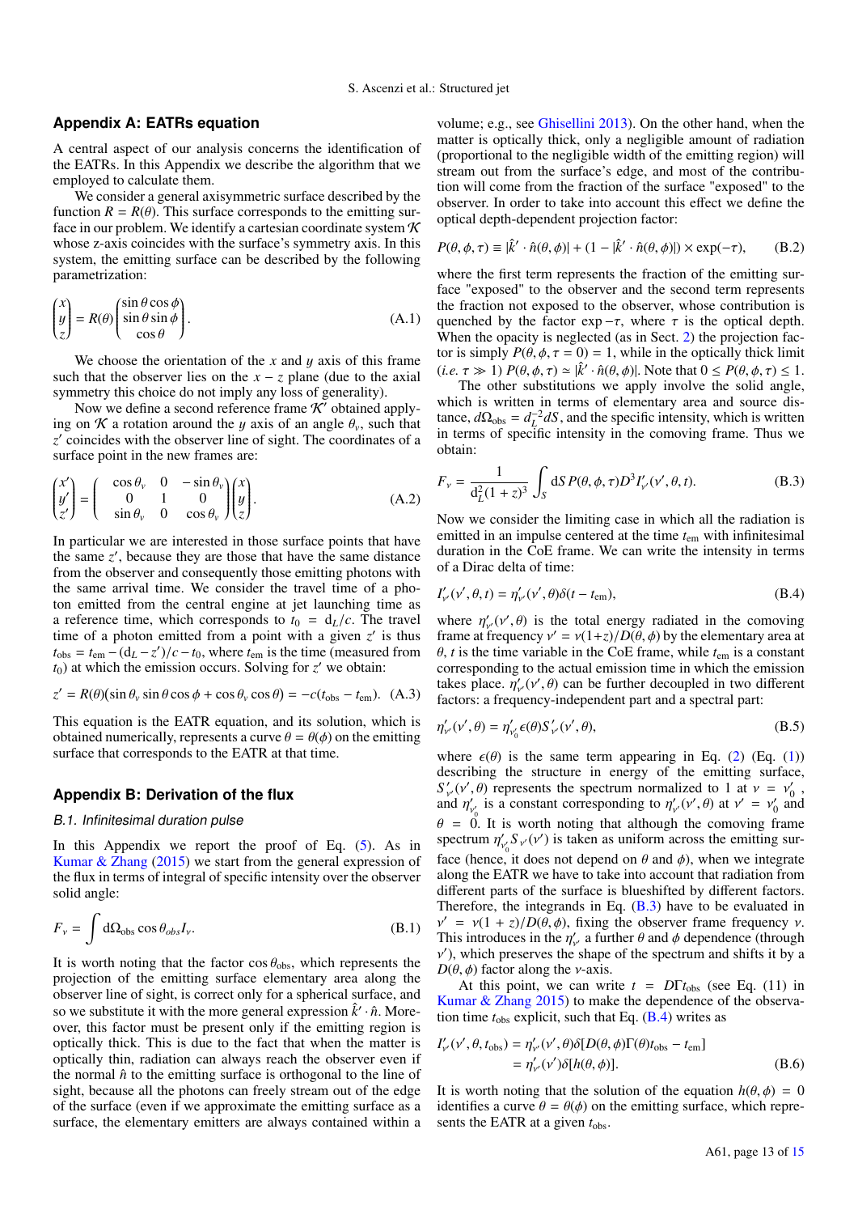## Appendix A: EATRs equation

A central aspect of our analysis concerns the identification of the EATRs. In this Appendix we describe the algorithm that we employed to calculate them.

We consider a general axisymmetric surface described by the function $R = R(\theta)$. This surface corresponds to the emitting surface in our problem. We identify a cartesian coordinate system $\mathcal{K}$ whose z-axis coincides with the surface's symmetry axis. In this system, the emitting surface can be described by the following parametrization:

$$\begin{pmatrix} x \\ y \\ z \end{pmatrix} = R(\theta) \begin{pmatrix} \sin\theta\cos\phi \\ \sin\theta\sin\phi \\ \cos\theta \end{pmatrix}. \tag{A.1}$$

We choose the orientation of the $x$ and $y$ axis of this frame such that the observer lies on the $x-z$ plane (due to the axial symmetry this choice do not imply any loss of generality).

Now we define a second reference frame $\mathcal{K}'$ obtained applying on $\mathcal{K}$ a rotation around the $y$ axis of an angle $\theta_v$, such that $z'$ coincides with the observer line of sight. The coordinates of a surface point in the new frames are:

$$\begin{pmatrix} x' \\ y' \\ z' \end{pmatrix} = \begin{pmatrix} \cos\theta_v & 0 & -\sin\theta_v \\ 0 & 1 & 0 \\ \sin\theta_v & 0 & \cos\theta_v \end{pmatrix} \begin{pmatrix} x \\ y \\ z \end{pmatrix}. \tag{A.2}$$

In particular we are interested in those surface points that have the same $z'$, because they are those that have the same distance from the observer and consequently those emitting photons with the same arrival time. We consider the travel time of a photon emitted from the central engine at jet launching time as a reference time, which corresponds to $t_0 = d_L/c$. The travel time of a photon emitted from a point with a given $z'$ is thus $t_{\rm obs} = t_{\rm em} - (d_L - z')/c - t_0$, where $t_{\rm em}$ is the time (measured from $t_0$) at which the emission occurs. Solving for $z'$ we obtain:

$$z' = R(\theta)(\sin\theta_v \sin\theta\cos\phi + \cos\theta_v\cos\theta) = -c(t_{\rm obs} - t_{\rm em}). \tag{A.3}$$

This equation is the EATR equation, and its solution, which is obtained numerically, represents a curve $\theta = \theta(\phi)$ on the emitting surface that corresponds to the EATR at that time.

## Appendix B: Derivation of the flux

### B.1. Infinitesimal duration pulse

In this Appendix we report the proof of Eq. (5). As in Kumar & Zhang (2015) we start from the general expression of the flux in terms of integral of specific intensity over the observer solid angle:

$$F_\nu = \int d\Omega_{\rm obs} \cos\theta_{obs} I_\nu. \tag{B.1}$$

It is worth noting that the factor $\cos\theta_{\rm obs}$, which represents the projection of the emitting surface elementary area along the observer line of sight, is correct only for a spherical surface, and so we substitute it with the more general expression $\hat{k}' \cdot \hat{n}$. Moreover, this factor must be present only if the emitting region is optically thick. This is due to the fact that when the matter is optically thin, radiation can always reach the observer even if the normal $\hat{n}$ to the emitting surface is orthogonal to the line of sight, because all the photons can freely stream out of the edge of the surface (even if we approximate the emitting surface as a surface, the elementary emitters are always contained within a volume; e.g., see Ghisellini 2013). On the other hand, when the matter is optically thick, only a negligible amount of radiation (proportional to the negligible width of the emitting region) will stream out from the surface's edge, and most of the contribution will come from the fraction of the surface "exposed" to the observer. In order to take into account this effect we define the optical depth-dependent projection factor:

$$P(\theta, \phi, \tau) \equiv |\hat{k}' \cdot \hat{n}(\theta, \phi)| + (1 - |\hat{k}' \cdot \hat{n}(\theta, \phi)|) \times \exp(-\tau), \tag{B.2}$$

where the first term represents the fraction of the emitting surface "exposed" to the observer and the second term represents the fraction not exposed to the observer, whose contribution is quenched by the factor $\exp -\tau$, where $\tau$ is the optical depth. When the opacity is neglected (as in Sect. 2) the projection factor is simply $P(\theta, \phi, \tau = 0) = 1$, while in the optically thick limit (*i.e.* $\tau \gg 1$) $P(\theta, \phi, \tau) \simeq |\hat{k}' \cdot \hat{n}(\theta, \phi)|$. Note that $0 \le P(\theta, \phi, \tau) \le 1$.

The other substitutions we apply involve the solid angle, which is written in terms of elementary area and source distance, $d\Omega_{\rm obs} = d_L^{-2} dS$, and the specific intensity, which is written in terms of specific intensity in the comoving frame. Thus we obtain:

$$F_\nu = \frac{1}{d_L^2 (1+z)^3} \int_S dS\, P(\theta, \phi, \tau) D^3 I'_{\nu'}(\nu', \theta, t). \tag{B.3}$$

Now we consider the limiting case in which all the radiation is emitted in an impulse centered at the time $t_{\rm em}$ with infinitesimal duration in the CoE frame. We can write the intensity in terms of a Dirac delta of time:

$$I'_{\nu'}(\nu', \theta, t) = \eta'_{\nu'}(\nu', \theta)\delta(t - t_{\rm em}), \tag{B.4}$$

where $\eta'_{\nu'}(\nu', \theta)$ is the total energy radiated in the comoving frame at frequency $\nu' = \nu(1+z)/D(\theta, \phi)$ by the elementary area at $\theta$, $t$ is the time variable in the CoE frame, while $t_{\rm em}$ is a constant corresponding to the actual emission time in which the emission takes place. $\eta'_{\nu'}(\nu', \theta)$ can be further decoupled in two different factors: a frequency-independent part and a spectral part:

$$\eta'_{\nu'}(\nu', \theta) = \eta'_{\nu'_0}\epsilon(\theta) S'_{\nu'}(\nu', \theta), \tag{B.5}$$

where $\epsilon(\theta)$ is the same term appearing in Eq. (2) (Eq. (1)) describing the structure in energy of the emitting surface, $S'_{\nu'}(\nu', \theta)$ represents the spectrum normalized to 1 at $\nu = \nu'_0$, and $\eta'_{\nu'_0}$ is a constant corresponding to $\eta'_{\nu'}(\nu', \theta)$ at $\nu' = \nu'_0$ and $\theta = 0$. It is worth noting that although the comoving frame spectrum $\eta'_{\nu'_0} S_{\nu'}(\nu')$ is taken as uniform across the emitting surface (hence, it does not depend on $\theta$ and $\phi$), when we integrate along the EATR we have to take into account that radiation from different parts of the surface is blueshifted by different factors. Therefore, the integrands in Eq. (B.3) have to be evaluated in $\nu' = \nu(1+z)/D(\theta, \phi)$, fixing the observer frame frequency $\nu$. This introduces in the $\eta'_{\nu'}$ a further $\theta$ and $\phi$ dependence (through $\nu'$), which preserves the shape of the spectrum and shifts it by a $D(\theta, \phi)$ factor along the $\nu$-axis.

At this point, we can write $t = D\Gamma t_{\rm obs}$ (see Eq. (11) in Kumar & Zhang 2015) to make the dependence of the observation time $t_{\rm obs}$ explicit, such that Eq. (B.4) writes as

$$\begin{aligned} I'_{\nu'}(\nu', \theta, t_{\rm obs}) &= \eta'_{\nu'}(\nu', \theta)\delta[D(\theta, \phi)\Gamma(\theta)t_{\rm obs} - t_{\rm em}] \\ &= \eta'_{\nu'}(\nu')\delta[h(\theta, \phi)]. \end{aligned} \tag{B.6}$$

It is worth noting that the solution of the equation $h(\theta, \phi) = 0$ identifies a curve $\theta = \theta(\phi)$ on the emitting surface, which represents the EATR at a given $t_{\rm obs}$.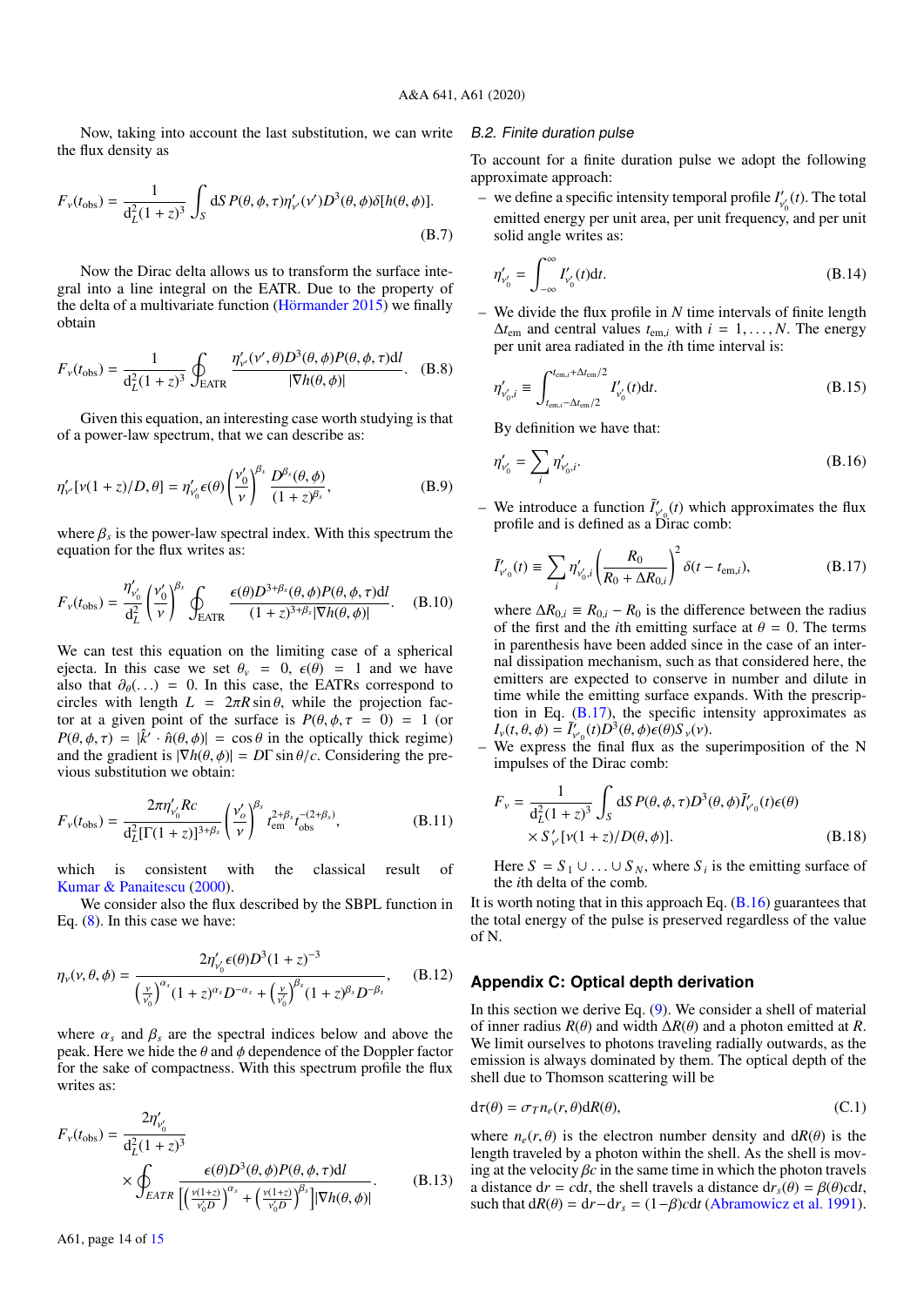Now, taking into account the last substitution, we can write the flux density as

$$F_\nu(t_{\rm obs}) = \frac{1}{d_L^2(1+z)^3}\int_S {\rm d}S\, P(\theta,\phi,\tau)\eta'_{\nu'}(\nu')D^3(\theta,\phi)\delta[h(\theta,\phi)]. \tag{B.7}$$

Now the Dirac delta allows us to transform the surface integral into a line integral on the EATR. Due to the property of the delta of a multivariate function (Hörmander 2015) we finally obtain

$$F_\nu(t_{\rm obs}) = \frac{1}{d_L^2(1+z)^3}\oint_{\rm EATR}\frac{\eta'_{\nu'}(\nu',\theta)D^3(\theta,\phi)P(\theta,\phi,\tau){\rm d}l}{|\nabla h(\theta,\phi)|}. \tag{B.8}$$

Given this equation, an interesting case worth studying is that of a power-law spectrum, that we can describe as:

$$\eta'_{\nu'}[\nu(1+z)/D,\theta] = \eta'_{\nu'_0}\epsilon(\theta)\left(\frac{\nu'_0}{\nu}\right)^{\beta_s}\frac{D^{\beta_s}(\theta,\phi)}{(1+z)^{\beta_s}}, \tag{B.9}$$

where $\beta_s$ is the power-law spectral index. With this spectrum the equation for the flux writes as:

$$F_\nu(t_{\rm obs}) = \frac{\eta'_{\nu'_0}}{d_L^2}\left(\frac{\nu'_0}{\nu}\right)^{\beta_s}\oint_{\rm EATR}\frac{\epsilon(\theta)D^{3+\beta_s}(\theta,\phi)P(\theta,\phi,\tau){\rm d}l}{(1+z)^{3+\beta_s}|\nabla h(\theta,\phi)|}. \tag{B.10}$$

We can test this equation on the limiting case of a spherical ejecta. In this case we set $\theta_v = 0$, $\epsilon(\theta) = 1$ and we have also that $\partial_\theta(\ldots) = 0$. In this case, the EATRs correspond to circles with length $L = 2\pi R\sin\theta$, while the projection factor at a given point of the surface is $P(\theta,\phi,\tau=0) = 1$ (or $P(\theta,\phi,\tau) = |\hat{k}'\cdot\hat{n}(\theta,\phi)| = \cos\theta$ in the optically thick regime) and the gradient is $|\nabla h(\theta,\phi)| = D\Gamma\sin\theta/c$. Considering the previous substitution we obtain:

$$F_\nu(t_{\rm obs}) = \frac{2\pi\eta'_{\nu'_0}Rc}{d_L^2[\Gamma(1+z)]^{3+\beta_s}}\left(\frac{\nu'_o}{\nu}\right)^{\beta_s}t_{\rm em}^{2+\beta_s}t_{\rm obs}^{-(2+\beta_s)}, \tag{B.11}$$

which is consistent with the classical result of Kumar & Panaitescu (2000).

We consider also the flux described by the SBPL function in Eq. (8). In this case we have:

$$\eta_\nu(\nu,\theta,\phi) = \frac{2\eta'_{\nu'_0}\epsilon(\theta)D^3(1+z)^{-3}}{\left(\frac{\nu}{\nu'_0}\right)^{\alpha_s}(1+z)^{\alpha_s}D^{-\alpha_s}+\left(\frac{\nu}{\nu'_0}\right)^{\beta_s}(1+z)^{\beta_s}D^{-\beta_s}}, \tag{B.12}$$

where $\alpha_s$ and $\beta_s$ are the spectral indices below and above the peak. Here we hide the $\theta$ and $\phi$ dependence of the Doppler factor for the sake of compactness. With this spectrum profile the flux writes as:

$$F_\nu(t_{\rm obs}) = \frac{2\eta'_{\nu'_0}}{d_L^2(1+z)^3}\times\oint_{EATR}\frac{\epsilon(\theta)D^3(\theta,\phi)P(\theta,\phi,\tau){\rm d}l}{\left[\left(\frac{\nu(1+z)}{\nu'_0D}\right)^{\alpha_s}+\left(\frac{\nu(1+z)}{\nu'_0D}\right)^{\beta_s}\right]|\nabla h(\theta,\phi)|}. \tag{B.13}$$

### B.2. Finite duration pulse

To account for a finite duration pulse we adopt the following approximate approach:

– we define a specific intensity temporal profile $I'_{\nu'_0}(t)$. The total emitted energy per unit area, per unit frequency, and per unit solid angle writes as:

$$\eta'_{\nu'_0} = \int_{-\infty}^{\infty}I'_{\nu'_0}(t){\rm d}t. \tag{B.14}$$

– We divide the flux profile in $N$ time intervals of finite length $\Delta t_{\rm em}$ and central values $t_{{\rm em},i}$ with $i = 1,\ldots,N$. The energy per unit area radiated in the $i$th time interval is:

$$\eta'_{\nu'_0,i} \equiv \int_{t_{{\rm em},i}-\Delta t_{\rm em}/2}^{t_{{\rm em},i}+\Delta t_{\rm em}/2}I'_{\nu'_0}(t){\rm d}t. \tag{B.15}$$

By definition we have that:

$$\eta'_{\nu'_0} = \sum_i\eta'_{\nu'_0,i}. \tag{B.16}$$

– We introduce a function $\tilde{I}'_{\nu'_0}(t)$ which approximates the flux profile and is defined as a Dirac comb:

$$\tilde{I}'_{\nu'_0}(t) \equiv \sum_i\eta'_{\nu'_0,i}\left(\frac{R_0}{R_0+\Delta R_{0,i}}\right)^2\delta(t-t_{{\rm em},i}), \tag{B.17}$$

where $\Delta R_{0,i} \equiv R_{0,i} - R_0$ is the difference between the radius of the first and the $i$th emitting surface at $\theta = 0$. The terms in parenthesis have been added since in the case of an internal dissipation mechanism, such as that considered here, the emitters are expected to conserve in number and dilute in time while the emitting surface expands. With the prescription in Eq. (B.17), the specific intensity approximates as $I_\nu(t,\theta,\phi) = \tilde{I}'_{\nu'_0}(t)D^3(\theta,\phi)\epsilon(\theta)S_\nu(\nu)$.

– We express the final flux as the superimposition of the N impulses of the Dirac comb:

$$F_\nu = \frac{1}{d_L^2(1+z)^3}\int_S{\rm d}S\,P(\theta,\phi,\tau)D^3(\theta,\phi)\tilde{I}'_{\nu'_0}(t)\epsilon(\theta)\times S'_{\nu'}[\nu(1+z)/D(\theta,\phi)]. \tag{B.18}$$

Here $S = S_1\cup\ldots\cup S_N$, where $S_i$ is the emitting surface of the $i$th delta of the comb.

It is worth noting that in this approach Eq. (B.16) guarantees that the total energy of the pulse is preserved regardless of the value of N.

## Appendix C: Optical depth derivation

In this section we derive Eq. (9). We consider a shell of material of inner radius $R(\theta)$ and width $\Delta R(\theta)$ and a photon emitted at $R$. We limit ourselves to photons traveling radially outwards, as the emission is always dominated by them. The optical depth of the shell due to Thomson scattering will be

$${\rm d}\tau(\theta) = \sigma_T n_e(r,\theta){\rm d}R(\theta), \tag{C.1}$$

where $n_e(r,\theta)$ is the electron number density and ${\rm d}R(\theta)$ is the length traveled by a photon within the shell. As the shell is moving at the velocity $\beta c$ in the same time in which the photon travels a distance ${\rm d}r = c{\rm d}t$, the shell travels a distance ${\rm d}r_s(\theta) = \beta(\theta)c{\rm d}t$, such that ${\rm d}R(\theta) = {\rm d}r - {\rm d}r_s = (1-\beta)c{\rm d}t$ (Abramowicz et al. 1991).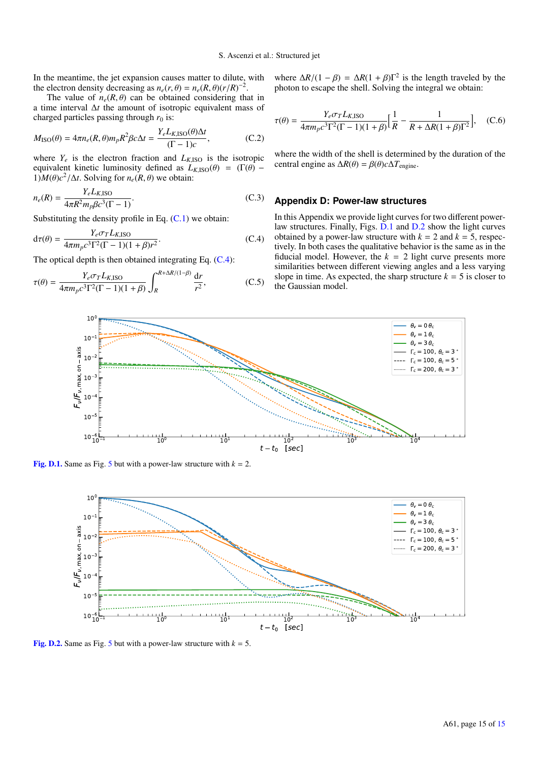In the meantime, the jet expansion causes matter to dilute, with the electron density decreasing as $n_e(r,\theta) = n_e(R,\theta)(r/R)^{-2}$.

The value of $n_e(R,\theta)$ can be obtained considering that in a time interval $\Delta t$ the amount of isotropic equivalent mass of charged particles passing through $r_0$ is:

$$M_{\rm ISO}(\theta) = 4\pi n_e(R,\theta) m_p R^2 \beta c \Delta t = \frac{Y_e L_{K,\rm ISO}(\theta)\Delta t}{(\Gamma-1)c}, \quad \text{(C.2)}$$

where $Y_e$ is the electron fraction and $L_{K,\rm ISO}$ is the isotropic equivalent kinetic luminosity defined as $L_{K,\rm ISO}(\theta) = (\Gamma(\theta) - 1)M(\theta)c^2/\Delta t$. Solving for $n_e(R,\theta)$ we obtain:

$$n_e(R) = \frac{Y_e L_{K,\rm ISO}}{4\pi R^2 m_p \beta c^3 (\Gamma - 1)}. \quad \text{(C.3)}$$

Substituting the density profile in Eq. (C.1) we obtain:

$$d\tau(\theta) = \frac{Y_e \sigma_T L_{K,\rm ISO}}{4\pi m_p c^3 \Gamma^2 (\Gamma-1)(1+\beta) r^2}. \quad \text{(C.4)}$$

The optical depth is then obtained integrating Eq. (C.4):

$$\tau(\theta) = \frac{Y_e \sigma_T L_{K,\rm ISO}}{4\pi m_p c^3 \Gamma^2 (\Gamma-1)(1+\beta)} \int_R^{R+\Delta R/(1-\beta)} \frac{dr}{r^2}, \quad \text{(C.5)}$$

where $\Delta R/(1-\beta) = \Delta R(1+\beta)\Gamma^2$ is the length traveled by the photon to escape the shell. Solving the integral we obtain:

$$\tau(\theta) = \frac{Y_e \sigma_T L_{K,\rm ISO}}{4\pi m_p c^3 \Gamma^2 (\Gamma-1)(1+\beta)} \Big[\frac{1}{R} - \frac{1}{R + \Delta R(1+\beta)\Gamma^2}\Big], \quad \text{(C.6)}$$

where the width of the shell is determined by the duration of the central engine as $\Delta R(\theta) = \beta(\theta) c \Delta T_{\rm engine}$.

## Appendix D: Power-law structures

In this Appendix we provide light curves for two different power-law structures. Finally, Figs. D.1 and D.2 show the light curves obtained by a power-law structure with $k = 2$ and $k = 5$, respectively. In both cases the qualitative behavior is the same as in the fiducial model. However, the $k = 2$ light curve presents more similarities between different viewing angles and a less varying slope in time. As expected, the sharp structure $k = 5$ is closer to the Gaussian model.

$F_\nu/F_{\nu,\,\rm max,\,on-axis}$

$t - t_0$ [sec]

$\theta_v = 0\,\theta_c$
$\theta_v = 1\,\theta_c$
$\theta_v = 3\,\theta_c$
$\Gamma_c = 100,\ \theta_c = 3^\circ$
$\Gamma_c = 100,\ \theta_c = 5^\circ$
$\Gamma_c = 200,\ \theta_c = 3^\circ$

**Fig. D.1.** Same as Fig. 5 but with a power-law structure with $k = 2$.

$F_\nu/F_{\nu,\,\rm max,\,on-axis}$

$t - t_0$ [sec]

$\theta_v = 0\,\theta_c$
$\theta_v = 1\,\theta_c$
$\theta_v = 3\,\theta_c$
$\Gamma_c = 100,\ \theta_c = 3^\circ$
$\Gamma_c = 100,\ \theta_c = 5^\circ$
$\Gamma_c = 200,\ \theta_c = 3^\circ$

**Fig. D.2.** Same as Fig. 5 but with a power-law structure with $k = 5$.